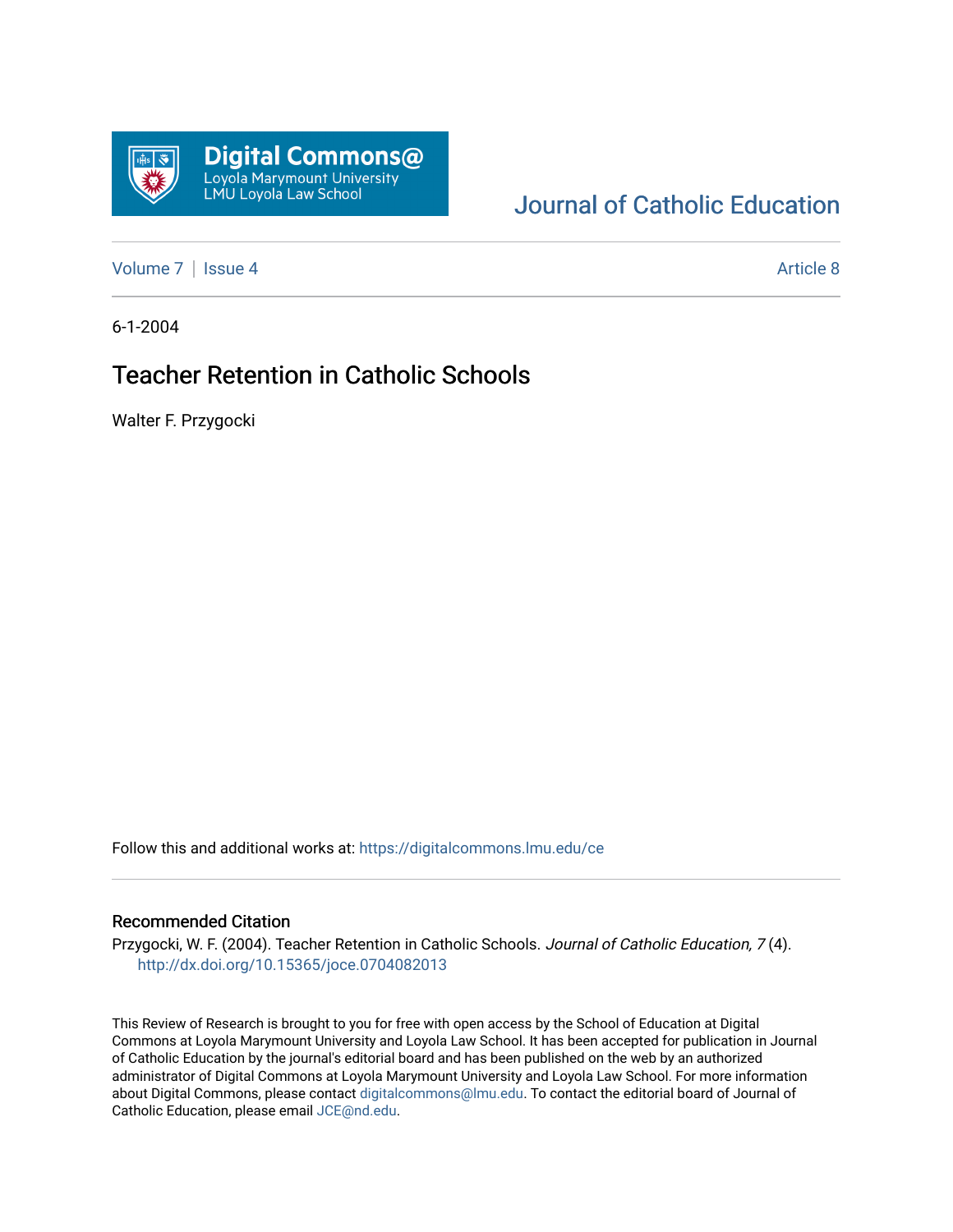Digital Commons@ Loyola Marymount University LMU Loyola Law School

Journal of Catholic Education

Volume 7 | Issue 4 Article 8

6-1-2004

# Teacher Retention in Catholic Schools

Walter F. Przygocki

Follow this and additional works at: https://digitalcommons.lmu.edu/ce

## Recommended Citation

Przygocki, W. F. (2004). Teacher Retention in Catholic Schools. *Journal of Catholic Education, 7* (4). http://dx.doi.org/10.15365/joce.0704082013

This Review of Research is brought to you for free with open access by the School of Education at Digital Commons at Loyola Marymount University and Loyola Law School. It has been accepted for publication in Journal of Catholic Education by the journal's editorial board and has been published on the web by an authorized administrator of Digital Commons at Loyola Marymount University and Loyola Law School. For more information about Digital Commons, please contact digitalcommons@lmu.edu. To contact the editorial board of Journal of Catholic Education, please email JCE@nd.edu.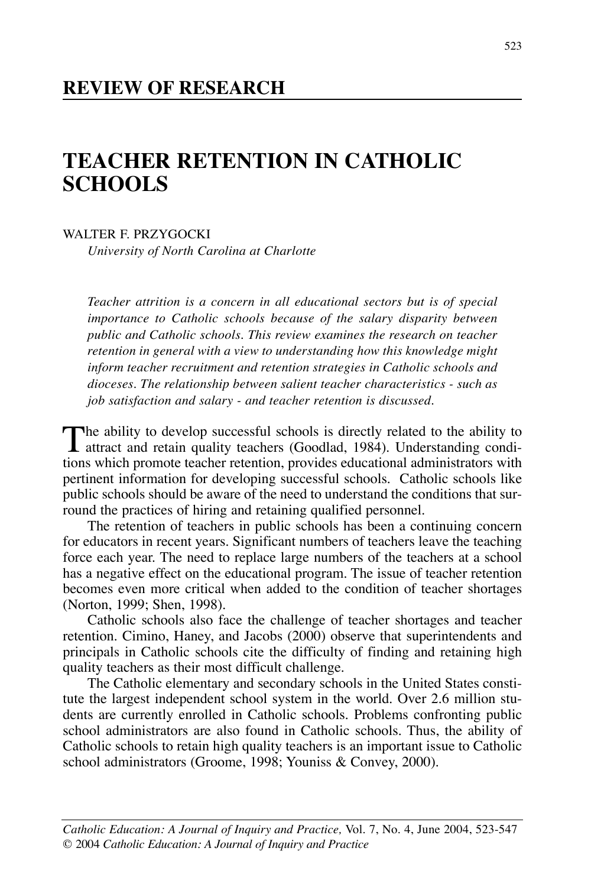## REVIEW OF RESEARCH

# TEACHER RETENTION IN CATHOLIC SCHOOLS

WALTER F. PRZYGOCKI
*University of North Carolina at Charlotte*

*Teacher attrition is a concern in all educational sectors but is of special importance to Catholic schools because of the salary disparity between public and Catholic schools. This review examines the research on teacher retention in general with a view to understanding how this knowledge might inform teacher recruitment and retention strategies in Catholic schools and dioceses. The relationship between salient teacher characteristics - such as job satisfaction and salary - and teacher retention is discussed.*

The ability to develop successful schools is directly related to the ability to attract and retain quality teachers (Goodlad, 1984). Understanding conditions which promote teacher retention, provides educational administrators with pertinent information for developing successful schools. Catholic schools like public schools should be aware of the need to understand the conditions that surround the practices of hiring and retaining qualified personnel.

The retention of teachers in public schools has been a continuing concern for educators in recent years. Significant numbers of teachers leave the teaching force each year. The need to replace large numbers of the teachers at a school has a negative effect on the educational program. The issue of teacher retention becomes even more critical when added to the condition of teacher shortages (Norton, 1999; Shen, 1998).

Catholic schools also face the challenge of teacher shortages and teacher retention. Cimino, Haney, and Jacobs (2000) observe that superintendents and principals in Catholic schools cite the difficulty of finding and retaining high quality teachers as their most difficult challenge.

The Catholic elementary and secondary schools in the United States constitute the largest independent school system in the world. Over 2.6 million students are currently enrolled in Catholic schools. Problems confronting public school administrators are also found in Catholic schools. Thus, the ability of Catholic schools to retain high quality teachers is an important issue to Catholic school administrators (Groome, 1998; Youniss & Convey, 2000).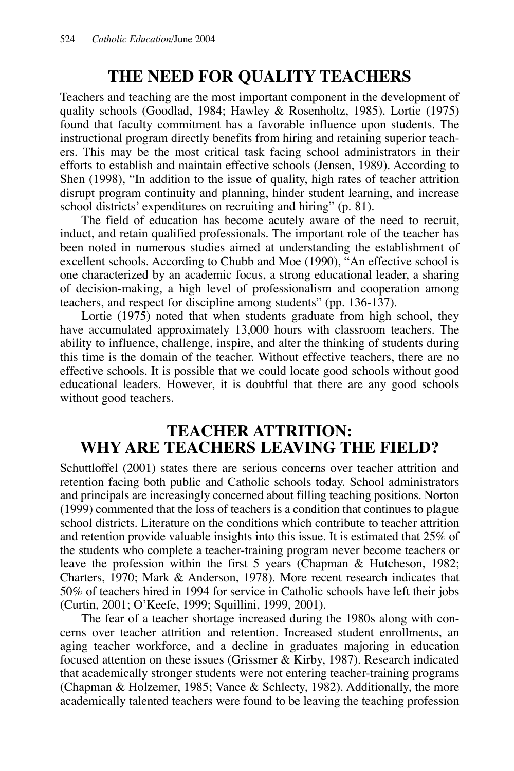## THE NEED FOR QUALITY TEACHERS

Teachers and teaching are the most important component in the development of quality schools (Goodlad, 1984; Hawley & Rosenholtz, 1985). Lortie (1975) found that faculty commitment has a favorable influence upon students. The instructional program directly benefits from hiring and retaining superior teachers. This may be the most critical task facing school administrators in their efforts to establish and maintain effective schools (Jensen, 1989). According to Shen (1998), "In addition to the issue of quality, high rates of teacher attrition disrupt program continuity and planning, hinder student learning, and increase school districts' expenditures on recruiting and hiring" (p. 81).

The field of education has become acutely aware of the need to recruit, induct, and retain qualified professionals. The important role of the teacher has been noted in numerous studies aimed at understanding the establishment of excellent schools. According to Chubb and Moe (1990), "An effective school is one characterized by an academic focus, a strong educational leader, a sharing of decision-making, a high level of professionalism and cooperation among teachers, and respect for discipline among students" (pp. 136-137).

Lortie (1975) noted that when students graduate from high school, they have accumulated approximately 13,000 hours with classroom teachers. The ability to influence, challenge, inspire, and alter the thinking of students during this time is the domain of the teacher. Without effective teachers, there are no effective schools. It is possible that we could locate good schools without good educational leaders. However, it is doubtful that there are any good schools without good teachers.

## TEACHER ATTRITION: WHY ARE TEACHERS LEAVING THE FIELD?

Schuttloffel (2001) states there are serious concerns over teacher attrition and retention facing both public and Catholic schools today. School administrators and principals are increasingly concerned about filling teaching positions. Norton (1999) commented that the loss of teachers is a condition that continues to plague school districts. Literature on the conditions which contribute to teacher attrition and retention provide valuable insights into this issue. It is estimated that 25% of the students who complete a teacher-training program never become teachers or leave the profession within the first 5 years (Chapman & Hutcheson, 1982; Charters, 1970; Mark & Anderson, 1978). More recent research indicates that 50% of teachers hired in 1994 for service in Catholic schools have left their jobs (Curtin, 2001; O'Keefe, 1999; Squillini, 1999, 2001).

The fear of a teacher shortage increased during the 1980s along with concerns over teacher attrition and retention. Increased student enrollments, an aging teacher workforce, and a decline in graduates majoring in education focused attention on these issues (Grissmer & Kirby, 1987). Research indicated that academically stronger students were not entering teacher-training programs (Chapman & Holzemer, 1985; Vance & Schlecty, 1982). Additionally, the more academically talented teachers were found to be leaving the teaching profession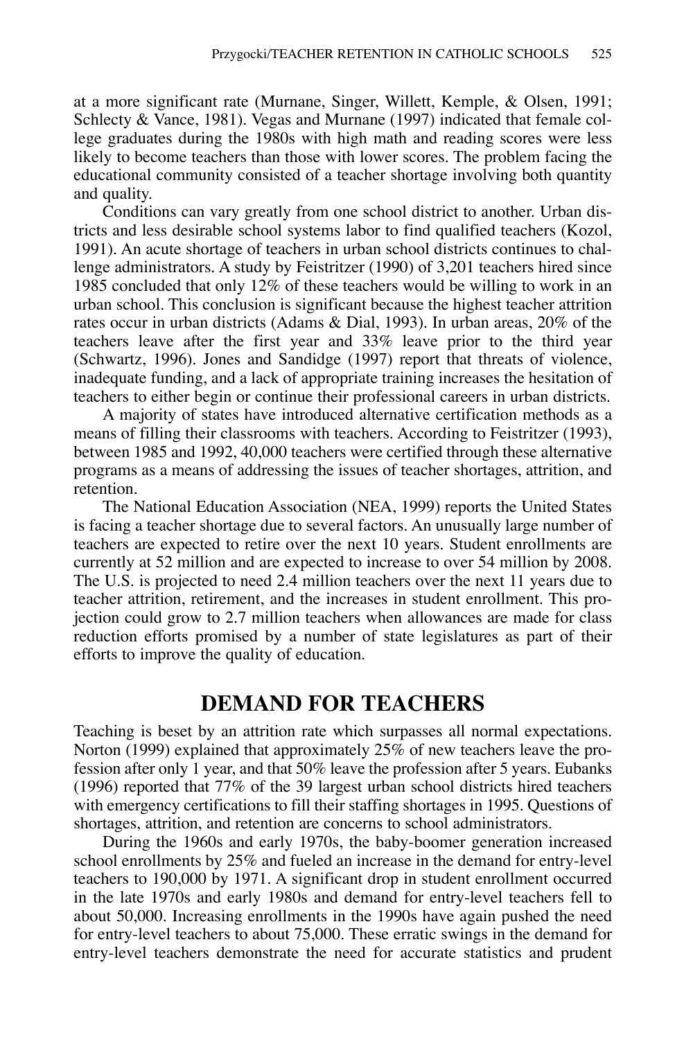at a more significant rate (Murnane, Singer, Willett, Kemple, & Olsen, 1991; Schlecty & Vance, 1981). Vegas and Murnane (1997) indicated that female college graduates during the 1980s with high math and reading scores were less likely to become teachers than those with lower scores. The problem facing the educational community consisted of a teacher shortage involving both quantity and quality.

Conditions can vary greatly from one school district to another. Urban districts and less desirable school systems labor to find qualified teachers (Kozol, 1991). An acute shortage of teachers in urban school districts continues to challenge administrators. A study by Feistritzer (1990) of 3,201 teachers hired since 1985 concluded that only 12% of these teachers would be willing to work in an urban school. This conclusion is significant because the highest teacher attrition rates occur in urban districts (Adams & Dial, 1993). In urban areas, 20% of the teachers leave after the first year and 33% leave prior to the third year (Schwartz, 1996). Jones and Sandidge (1997) report that threats of violence, inadequate funding, and a lack of appropriate training increases the hesitation of teachers to either begin or continue their professional careers in urban districts.

A majority of states have introduced alternative certification methods as a means of filling their classrooms with teachers. According to Feistritzer (1993), between 1985 and 1992, 40,000 teachers were certified through these alternative programs as a means of addressing the issues of teacher shortages, attrition, and retention.

The National Education Association (NEA, 1999) reports the United States is facing a teacher shortage due to several factors. An unusually large number of teachers are expected to retire over the next 10 years. Student enrollments are currently at 52 million and are expected to increase to over 54 million by 2008. The U.S. is projected to need 2.4 million teachers over the next 11 years due to teacher attrition, retirement, and the increases in student enrollment. This projection could grow to 2.7 million teachers when allowances are made for class reduction efforts promised by a number of state legislatures as part of their efforts to improve the quality of education.

## DEMAND FOR TEACHERS

Teaching is beset by an attrition rate which surpasses all normal expectations. Norton (1999) explained that approximately 25% of new teachers leave the profession after only 1 year, and that 50% leave the profession after 5 years. Eubanks (1996) reported that 77% of the 39 largest urban school districts hired teachers with emergency certifications to fill their staffing shortages in 1995. Questions of shortages, attrition, and retention are concerns to school administrators.

During the 1960s and early 1970s, the baby-boomer generation increased school enrollments by 25% and fueled an increase in the demand for entry-level teachers to 190,000 by 1971. A significant drop in student enrollment occurred in the late 1970s and early 1980s and demand for entry-level teachers fell to about 50,000. Increasing enrollments in the 1990s have again pushed the need for entry-level teachers to about 75,000. These erratic swings in the demand for entry-level teachers demonstrate the need for accurate statistics and prudent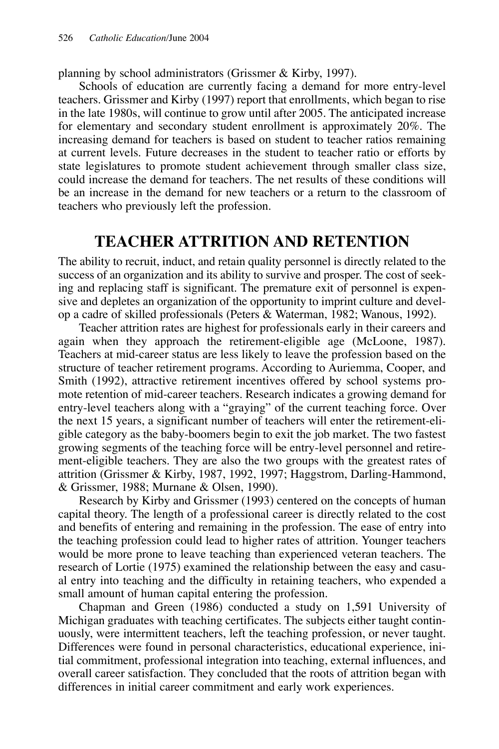planning by school administrators (Grissmer & Kirby, 1997).

Schools of education are currently facing a demand for more entry-level teachers. Grissmer and Kirby (1997) report that enrollments, which began to rise in the late 1980s, will continue to grow until after 2005. The anticipated increase for elementary and secondary student enrollment is approximately 20%. The increasing demand for teachers is based on student to teacher ratios remaining at current levels. Future decreases in the student to teacher ratio or efforts by state legislatures to promote student achievement through smaller class size, could increase the demand for teachers. The net results of these conditions will be an increase in the demand for new teachers or a return to the classroom of teachers who previously left the profession.

## TEACHER ATTRITION AND RETENTION

The ability to recruit, induct, and retain quality personnel is directly related to the success of an organization and its ability to survive and prosper. The cost of seeking and replacing staff is significant. The premature exit of personnel is expensive and depletes an organization of the opportunity to imprint culture and develop a cadre of skilled professionals (Peters & Waterman, 1982; Wanous, 1992).

Teacher attrition rates are highest for professionals early in their careers and again when they approach the retirement-eligible age (McLoone, 1987). Teachers at mid-career status are less likely to leave the profession based on the structure of teacher retirement programs. According to Auriemma, Cooper, and Smith (1992), attractive retirement incentives offered by school systems promote retention of mid-career teachers. Research indicates a growing demand for entry-level teachers along with a "graying" of the current teaching force. Over the next 15 years, a significant number of teachers will enter the retirement-eligible category as the baby-boomers begin to exit the job market. The two fastest growing segments of the teaching force will be entry-level personnel and retirement-eligible teachers. They are also the two groups with the greatest rates of attrition (Grissmer & Kirby, 1987, 1992, 1997; Haggstrom, Darling-Hammond, & Grissmer, 1988; Murnane & Olsen, 1990).

Research by Kirby and Grissmer (1993) centered on the concepts of human capital theory. The length of a professional career is directly related to the cost and benefits of entering and remaining in the profession. The ease of entry into the teaching profession could lead to higher rates of attrition. Younger teachers would be more prone to leave teaching than experienced veteran teachers. The research of Lortie (1975) examined the relationship between the easy and casual entry into teaching and the difficulty in retaining teachers, who expended a small amount of human capital entering the profession.

Chapman and Green (1986) conducted a study on 1,591 University of Michigan graduates with teaching certificates. The subjects either taught continuously, were intermittent teachers, left the teaching profession, or never taught. Differences were found in personal characteristics, educational experience, initial commitment, professional integration into teaching, external influences, and overall career satisfaction. They concluded that the roots of attrition began with differences in initial career commitment and early work experiences.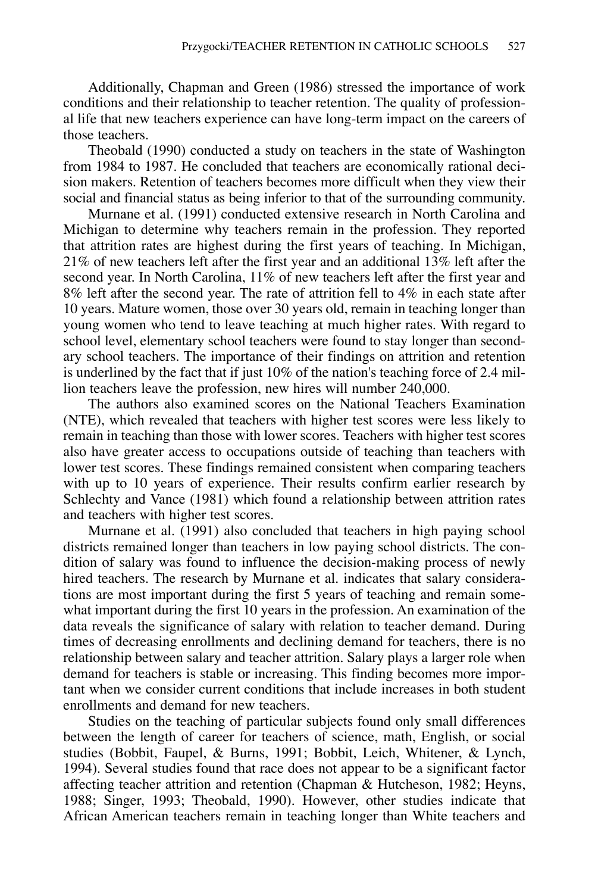Additionally, Chapman and Green (1986) stressed the importance of work conditions and their relationship to teacher retention. The quality of professional life that new teachers experience can have long-term impact on the careers of those teachers.

Theobald (1990) conducted a study on teachers in the state of Washington from 1984 to 1987. He concluded that teachers are economically rational decision makers. Retention of teachers becomes more difficult when they view their social and financial status as being inferior to that of the surrounding community.

Murnane et al. (1991) conducted extensive research in North Carolina and Michigan to determine why teachers remain in the profession. They reported that attrition rates are highest during the first years of teaching. In Michigan, 21% of new teachers left after the first year and an additional 13% left after the second year. In North Carolina, 11% of new teachers left after the first year and 8% left after the second year. The rate of attrition fell to 4% in each state after 10 years. Mature women, those over 30 years old, remain in teaching longer than young women who tend to leave teaching at much higher rates. With regard to school level, elementary school teachers were found to stay longer than secondary school teachers. The importance of their findings on attrition and retention is underlined by the fact that if just 10% of the nation's teaching force of 2.4 million teachers leave the profession, new hires will number 240,000.

The authors also examined scores on the National Teachers Examination (NTE), which revealed that teachers with higher test scores were less likely to remain in teaching than those with lower scores. Teachers with higher test scores also have greater access to occupations outside of teaching than teachers with lower test scores. These findings remained consistent when comparing teachers with up to 10 years of experience. Their results confirm earlier research by Schlechty and Vance (1981) which found a relationship between attrition rates and teachers with higher test scores.

Murnane et al. (1991) also concluded that teachers in high paying school districts remained longer than teachers in low paying school districts. The condition of salary was found to influence the decision-making process of newly hired teachers. The research by Murnane et al. indicates that salary considerations are most important during the first 5 years of teaching and remain somewhat important during the first 10 years in the profession. An examination of the data reveals the significance of salary with relation to teacher demand. During times of decreasing enrollments and declining demand for teachers, there is no relationship between salary and teacher attrition. Salary plays a larger role when demand for teachers is stable or increasing. This finding becomes more important when we consider current conditions that include increases in both student enrollments and demand for new teachers.

Studies on the teaching of particular subjects found only small differences between the length of career for teachers of science, math, English, or social studies (Bobbit, Faupel, & Burns, 1991; Bobbit, Leich, Whitener, & Lynch, 1994). Several studies found that race does not appear to be a significant factor affecting teacher attrition and retention (Chapman & Hutcheson, 1982; Heyns, 1988; Singer, 1993; Theobald, 1990). However, other studies indicate that African American teachers remain in teaching longer than White teachers and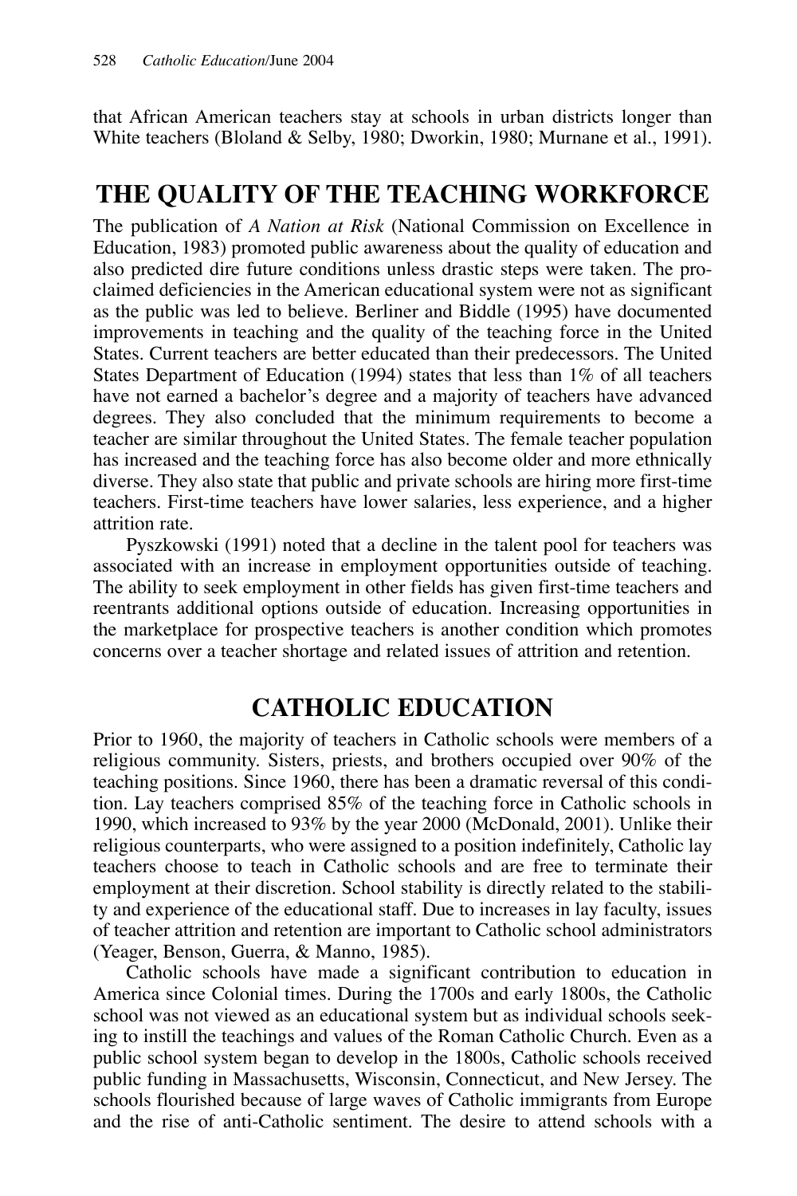that African American teachers stay at schools in urban districts longer than White teachers (Bloland & Selby, 1980; Dworkin, 1980; Murnane et al., 1991).

## THE QUALITY OF THE TEACHING WORKFORCE

The publication of *A Nation at Risk* (National Commission on Excellence in Education, 1983) promoted public awareness about the quality of education and also predicted dire future conditions unless drastic steps were taken. The proclaimed deficiencies in the American educational system were not as significant as the public was led to believe. Berliner and Biddle (1995) have documented improvements in teaching and the quality of the teaching force in the United States. Current teachers are better educated than their predecessors. The United States Department of Education (1994) states that less than 1% of all teachers have not earned a bachelor's degree and a majority of teachers have advanced degrees. They also concluded that the minimum requirements to become a teacher are similar throughout the United States. The female teacher population has increased and the teaching force has also become older and more ethnically diverse. They also state that public and private schools are hiring more first-time teachers. First-time teachers have lower salaries, less experience, and a higher attrition rate.

Pyszkowski (1991) noted that a decline in the talent pool for teachers was associated with an increase in employment opportunities outside of teaching. The ability to seek employment in other fields has given first-time teachers and reentrants additional options outside of education. Increasing opportunities in the marketplace for prospective teachers is another condition which promotes concerns over a teacher shortage and related issues of attrition and retention.

## CATHOLIC EDUCATION

Prior to 1960, the majority of teachers in Catholic schools were members of a religious community. Sisters, priests, and brothers occupied over 90% of the teaching positions. Since 1960, there has been a dramatic reversal of this condition. Lay teachers comprised 85% of the teaching force in Catholic schools in 1990, which increased to 93% by the year 2000 (McDonald, 2001). Unlike their religious counterparts, who were assigned to a position indefinitely, Catholic lay teachers choose to teach in Catholic schools and are free to terminate their employment at their discretion. School stability is directly related to the stability and experience of the educational staff. Due to increases in lay faculty, issues of teacher attrition and retention are important to Catholic school administrators (Yeager, Benson, Guerra, & Manno, 1985).

Catholic schools have made a significant contribution to education in America since Colonial times. During the 1700s and early 1800s, the Catholic school was not viewed as an educational system but as individual schools seeking to instill the teachings and values of the Roman Catholic Church. Even as a public school system began to develop in the 1800s, Catholic schools received public funding in Massachusetts, Wisconsin, Connecticut, and New Jersey. The schools flourished because of large waves of Catholic immigrants from Europe and the rise of anti-Catholic sentiment. The desire to attend schools with a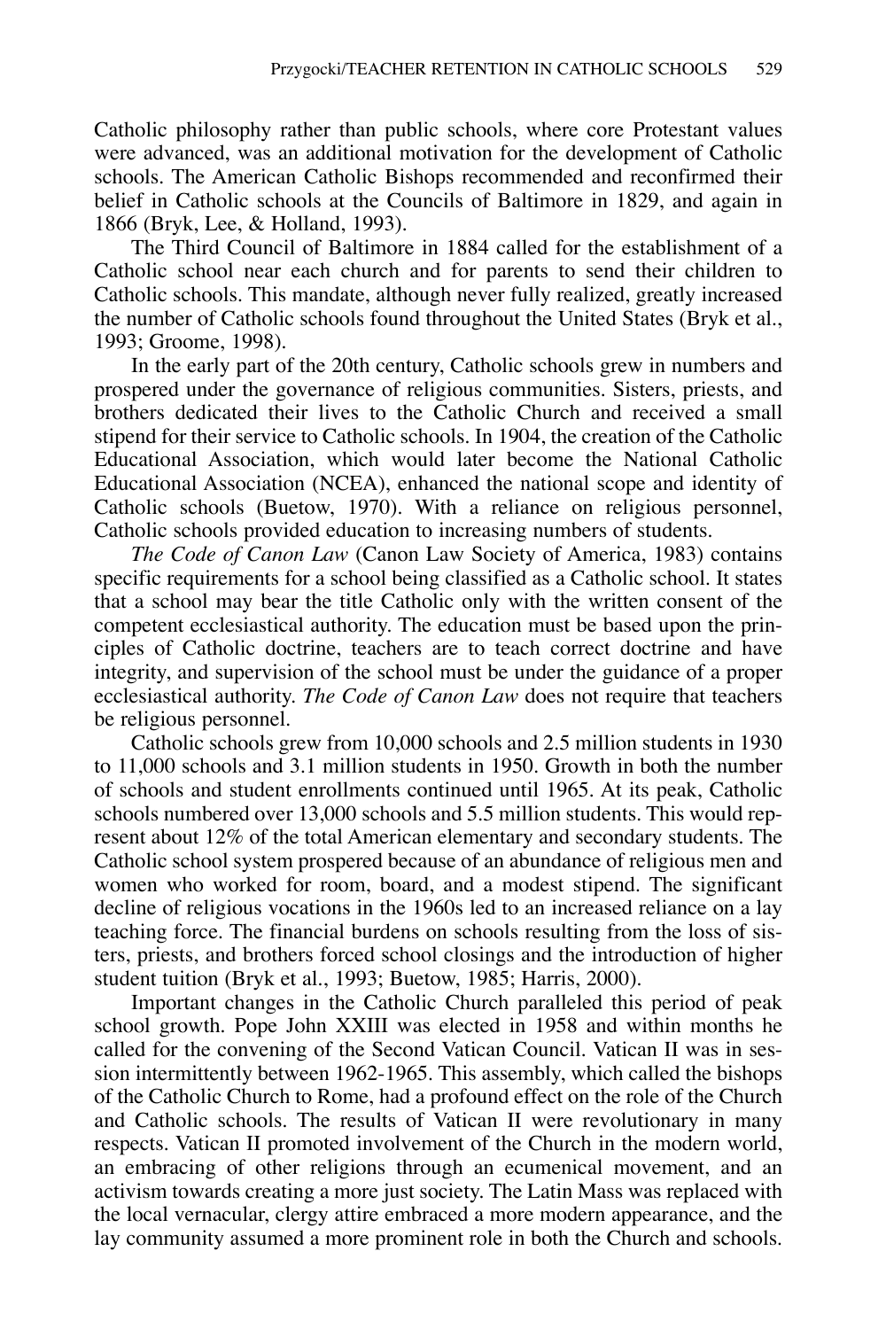Catholic philosophy rather than public schools, where core Protestant values were advanced, was an additional motivation for the development of Catholic schools. The American Catholic Bishops recommended and reconfirmed their belief in Catholic schools at the Councils of Baltimore in 1829, and again in 1866 (Bryk, Lee, & Holland, 1993).

The Third Council of Baltimore in 1884 called for the establishment of a Catholic school near each church and for parents to send their children to Catholic schools. This mandate, although never fully realized, greatly increased the number of Catholic schools found throughout the United States (Bryk et al., 1993; Groome, 1998).

In the early part of the 20th century, Catholic schools grew in numbers and prospered under the governance of religious communities. Sisters, priests, and brothers dedicated their lives to the Catholic Church and received a small stipend for their service to Catholic schools. In 1904, the creation of the Catholic Educational Association, which would later become the National Catholic Educational Association (NCEA), enhanced the national scope and identity of Catholic schools (Buetow, 1970). With a reliance on religious personnel, Catholic schools provided education to increasing numbers of students.

*The Code of Canon Law* (Canon Law Society of America, 1983) contains specific requirements for a school being classified as a Catholic school. It states that a school may bear the title Catholic only with the written consent of the competent ecclesiastical authority. The education must be based upon the principles of Catholic doctrine, teachers are to teach correct doctrine and have integrity, and supervision of the school must be under the guidance of a proper ecclesiastical authority. *The Code of Canon Law* does not require that teachers be religious personnel.

Catholic schools grew from 10,000 schools and 2.5 million students in 1930 to 11,000 schools and 3.1 million students in 1950. Growth in both the number of schools and student enrollments continued until 1965. At its peak, Catholic schools numbered over 13,000 schools and 5.5 million students. This would represent about 12% of the total American elementary and secondary students. The Catholic school system prospered because of an abundance of religious men and women who worked for room, board, and a modest stipend. The significant decline of religious vocations in the 1960s led to an increased reliance on a lay teaching force. The financial burdens on schools resulting from the loss of sisters, priests, and brothers forced school closings and the introduction of higher student tuition (Bryk et al., 1993; Buetow, 1985; Harris, 2000).

Important changes in the Catholic Church paralleled this period of peak school growth. Pope John XXIII was elected in 1958 and within months he called for the convening of the Second Vatican Council. Vatican II was in session intermittently between 1962-1965. This assembly, which called the bishops of the Catholic Church to Rome, had a profound effect on the role of the Church and Catholic schools. The results of Vatican II were revolutionary in many respects. Vatican II promoted involvement of the Church in the modern world, an embracing of other religions through an ecumenical movement, and an activism towards creating a more just society. The Latin Mass was replaced with the local vernacular, clergy attire embraced a more modern appearance, and the lay community assumed a more prominent role in both the Church and schools.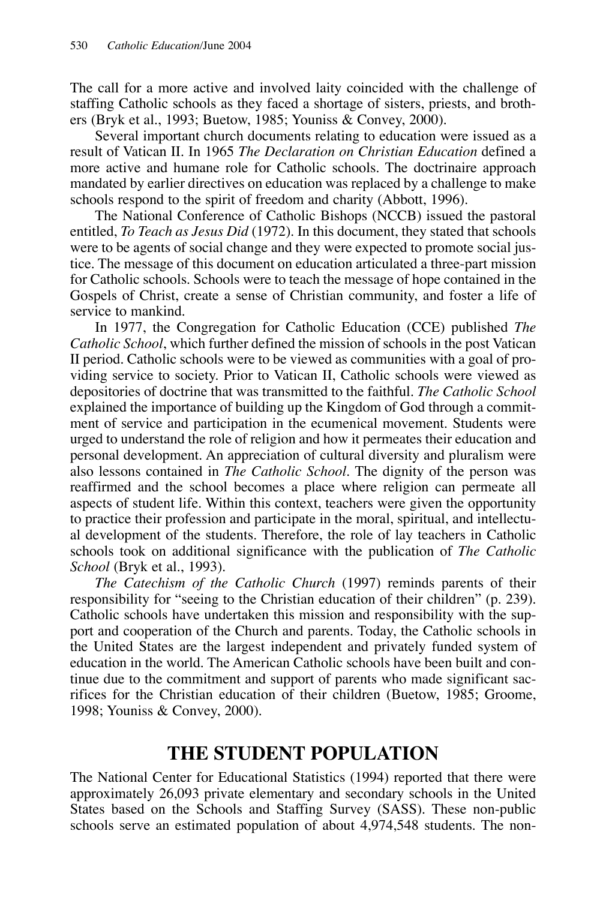The call for a more active and involved laity coincided with the challenge of staffing Catholic schools as they faced a shortage of sisters, priests, and brothers (Bryk et al., 1993; Buetow, 1985; Youniss & Convey, 2000).

Several important church documents relating to education were issued as a result of Vatican II. In 1965 *The Declaration on Christian Education* defined a more active and humane role for Catholic schools. The doctrinaire approach mandated by earlier directives on education was replaced by a challenge to make schools respond to the spirit of freedom and charity (Abbott, 1996).

The National Conference of Catholic Bishops (NCCB) issued the pastoral entitled, *To Teach as Jesus Did* (1972). In this document, they stated that schools were to be agents of social change and they were expected to promote social justice. The message of this document on education articulated a three-part mission for Catholic schools. Schools were to teach the message of hope contained in the Gospels of Christ, create a sense of Christian community, and foster a life of service to mankind.

In 1977, the Congregation for Catholic Education (CCE) published *The Catholic School*, which further defined the mission of schools in the post Vatican II period. Catholic schools were to be viewed as communities with a goal of providing service to society. Prior to Vatican II, Catholic schools were viewed as depositories of doctrine that was transmitted to the faithful. *The Catholic School* explained the importance of building up the Kingdom of God through a commitment of service and participation in the ecumenical movement. Students were urged to understand the role of religion and how it permeates their education and personal development. An appreciation of cultural diversity and pluralism were also lessons contained in *The Catholic School*. The dignity of the person was reaffirmed and the school becomes a place where religion can permeate all aspects of student life. Within this context, teachers were given the opportunity to practice their profession and participate in the moral, spiritual, and intellectual development of the students. Therefore, the role of lay teachers in Catholic schools took on additional significance with the publication of *The Catholic School* (Bryk et al., 1993).

*The Catechism of the Catholic Church* (1997) reminds parents of their responsibility for "seeing to the Christian education of their children" (p. 239). Catholic schools have undertaken this mission and responsibility with the support and cooperation of the Church and parents. Today, the Catholic schools in the United States are the largest independent and privately funded system of education in the world. The American Catholic schools have been built and continue due to the commitment and support of parents who made significant sacrifices for the Christian education of their children (Buetow, 1985; Groome, 1998; Youniss & Convey, 2000).

## THE STUDENT POPULATION

The National Center for Educational Statistics (1994) reported that there were approximately 26,093 private elementary and secondary schools in the United States based on the Schools and Staffing Survey (SASS). These non-public schools serve an estimated population of about 4,974,548 students. The non-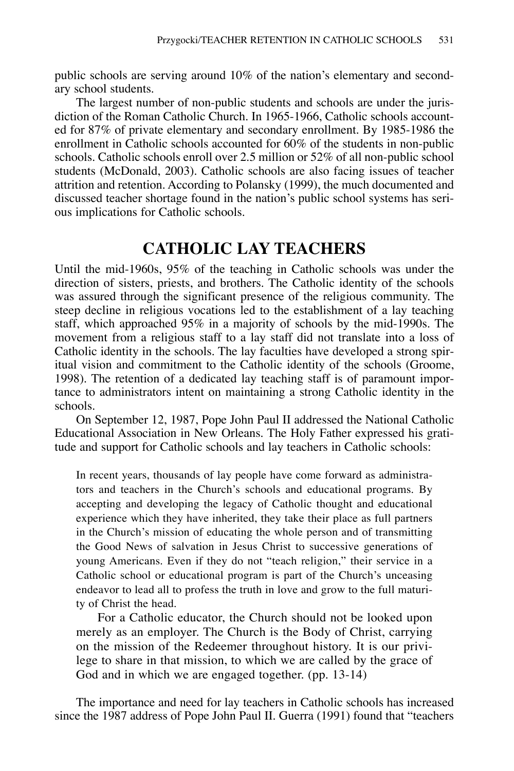public schools are serving around 10% of the nation's elementary and secondary school students.

The largest number of non-public students and schools are under the jurisdiction of the Roman Catholic Church. In 1965-1966, Catholic schools accounted for 87% of private elementary and secondary enrollment. By 1985-1986 the enrollment in Catholic schools accounted for 60% of the students in non-public schools. Catholic schools enroll over 2.5 million or 52% of all non-public school students (McDonald, 2003). Catholic schools are also facing issues of teacher attrition and retention. According to Polansky (1999), the much documented and discussed teacher shortage found in the nation's public school systems has serious implications for Catholic schools.

## CATHOLIC LAY TEACHERS

Until the mid-1960s, 95% of the teaching in Catholic schools was under the direction of sisters, priests, and brothers. The Catholic identity of the schools was assured through the significant presence of the religious community. The steep decline in religious vocations led to the establishment of a lay teaching staff, which approached 95% in a majority of schools by the mid-1990s. The movement from a religious staff to a lay staff did not translate into a loss of Catholic identity in the schools. The lay faculties have developed a strong spiritual vision and commitment to the Catholic identity of the schools (Groome, 1998). The retention of a dedicated lay teaching staff is of paramount importance to administrators intent on maintaining a strong Catholic identity in the schools.

On September 12, 1987, Pope John Paul II addressed the National Catholic Educational Association in New Orleans. The Holy Father expressed his gratitude and support for Catholic schools and lay teachers in Catholic schools:

> In recent years, thousands of lay people have come forward as administrators and teachers in the Church's schools and educational programs. By accepting and developing the legacy of Catholic thought and educational experience which they have inherited, they take their place as full partners in the Church's mission of educating the whole person and of transmitting the Good News of salvation in Jesus Christ to successive generations of young Americans. Even if they do not "teach religion," their service in a Catholic school or educational program is part of the Church's unceasing endeavor to lead all to profess the truth in love and grow to the full maturity of Christ the head.
>
> For a Catholic educator, the Church should not be looked upon merely as an employer. The Church is the Body of Christ, carrying on the mission of the Redeemer throughout history. It is our privilege to share in that mission, to which we are called by the grace of God and in which we are engaged together. (pp. 13-14)

The importance and need for lay teachers in Catholic schools has increased since the 1987 address of Pope John Paul II. Guerra (1991) found that "teachers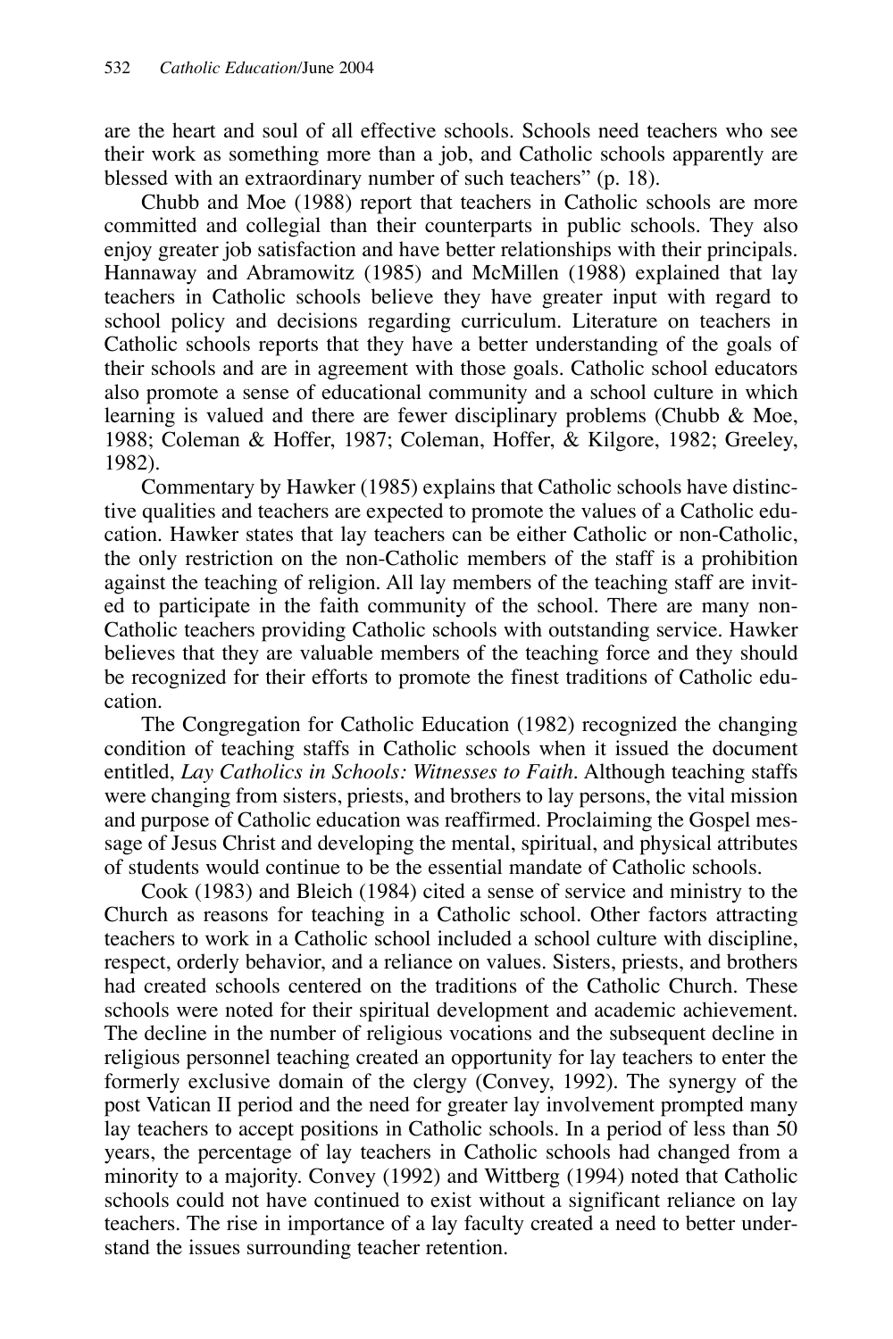are the heart and soul of all effective schools. Schools need teachers who see their work as something more than a job, and Catholic schools apparently are blessed with an extraordinary number of such teachers" (p. 18).

Chubb and Moe (1988) report that teachers in Catholic schools are more committed and collegial than their counterparts in public schools. They also enjoy greater job satisfaction and have better relationships with their principals. Hannaway and Abramowitz (1985) and McMillen (1988) explained that lay teachers in Catholic schools believe they have greater input with regard to school policy and decisions regarding curriculum. Literature on teachers in Catholic schools reports that they have a better understanding of the goals of their schools and are in agreement with those goals. Catholic school educators also promote a sense of educational community and a school culture in which learning is valued and there are fewer disciplinary problems (Chubb & Moe, 1988; Coleman & Hoffer, 1987; Coleman, Hoffer, & Kilgore, 1982; Greeley, 1982).

Commentary by Hawker (1985) explains that Catholic schools have distinctive qualities and teachers are expected to promote the values of a Catholic education. Hawker states that lay teachers can be either Catholic or non-Catholic, the only restriction on the non-Catholic members of the staff is a prohibition against the teaching of religion. All lay members of the teaching staff are invited to participate in the faith community of the school. There are many non-Catholic teachers providing Catholic schools with outstanding service. Hawker believes that they are valuable members of the teaching force and they should be recognized for their efforts to promote the finest traditions of Catholic education.

The Congregation for Catholic Education (1982) recognized the changing condition of teaching staffs in Catholic schools when it issued the document entitled, *Lay Catholics in Schools: Witnesses to Faith*. Although teaching staffs were changing from sisters, priests, and brothers to lay persons, the vital mission and purpose of Catholic education was reaffirmed. Proclaiming the Gospel message of Jesus Christ and developing the mental, spiritual, and physical attributes of students would continue to be the essential mandate of Catholic schools.

Cook (1983) and Bleich (1984) cited a sense of service and ministry to the Church as reasons for teaching in a Catholic school. Other factors attracting teachers to work in a Catholic school included a school culture with discipline, respect, orderly behavior, and a reliance on values. Sisters, priests, and brothers had created schools centered on the traditions of the Catholic Church. These schools were noted for their spiritual development and academic achievement. The decline in the number of religious vocations and the subsequent decline in religious personnel teaching created an opportunity for lay teachers to enter the formerly exclusive domain of the clergy (Convey, 1992). The synergy of the post Vatican II period and the need for greater lay involvement prompted many lay teachers to accept positions in Catholic schools. In a period of less than 50 years, the percentage of lay teachers in Catholic schools had changed from a minority to a majority. Convey (1992) and Wittberg (1994) noted that Catholic schools could not have continued to exist without a significant reliance on lay teachers. The rise in importance of a lay faculty created a need to better understand the issues surrounding teacher retention.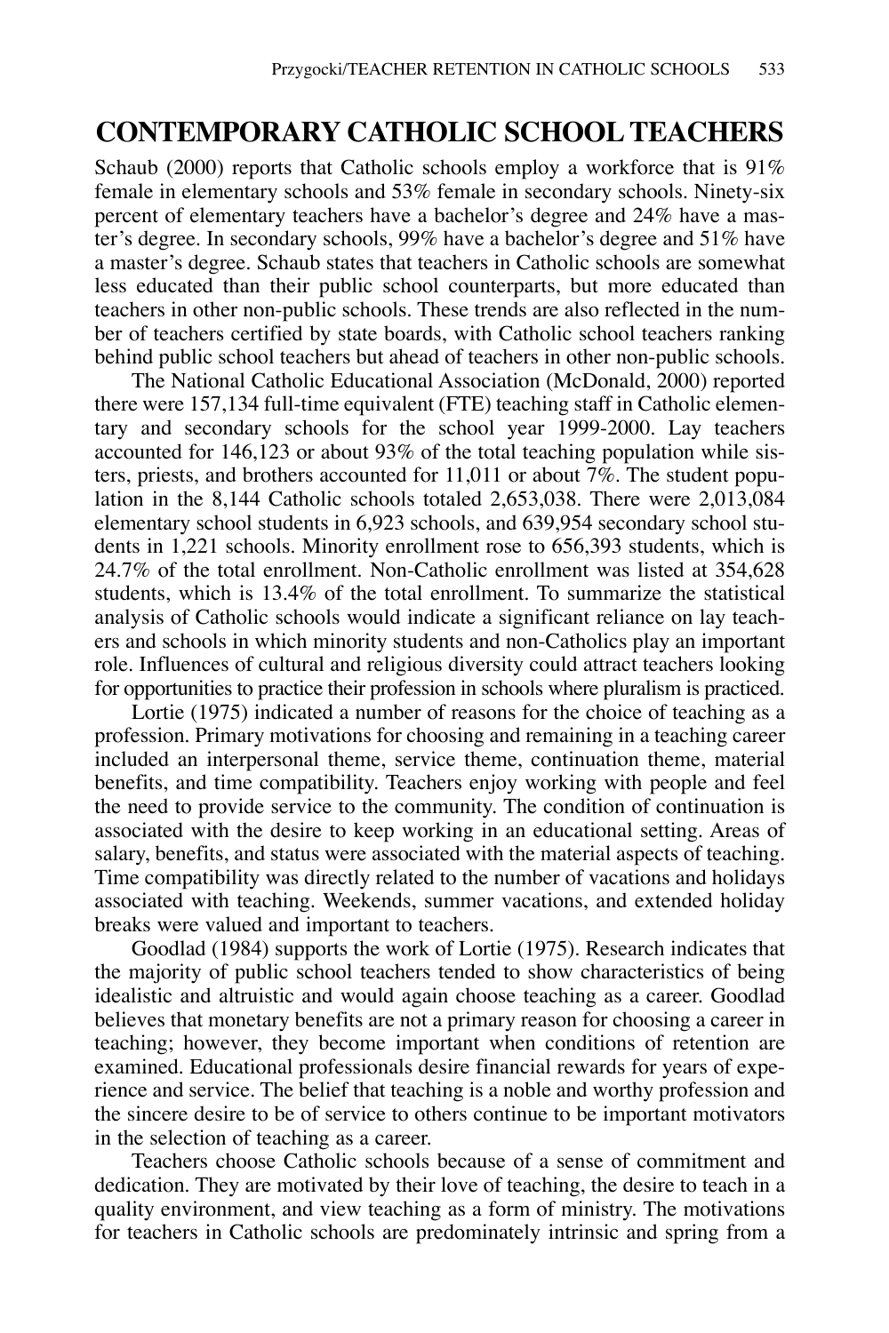## CONTEMPORARY CATHOLIC SCHOOL TEACHERS

Schaub (2000) reports that Catholic schools employ a workforce that is 91% female in elementary schools and 53% female in secondary schools. Ninety-six percent of elementary teachers have a bachelor's degree and 24% have a master's degree. In secondary schools, 99% have a bachelor's degree and 51% have a master's degree. Schaub states that teachers in Catholic schools are somewhat less educated than their public school counterparts, but more educated than teachers in other non-public schools. These trends are also reflected in the number of teachers certified by state boards, with Catholic school teachers ranking behind public school teachers but ahead of teachers in other non-public schools.

The National Catholic Educational Association (McDonald, 2000) reported there were 157,134 full-time equivalent (FTE) teaching staff in Catholic elementary and secondary schools for the school year 1999-2000. Lay teachers accounted for 146,123 or about 93% of the total teaching population while sisters, priests, and brothers accounted for 11,011 or about 7%. The student population in the 8,144 Catholic schools totaled 2,653,038. There were 2,013,084 elementary school students in 6,923 schools, and 639,954 secondary school students in 1,221 schools. Minority enrollment rose to 656,393 students, which is 24.7% of the total enrollment. Non-Catholic enrollment was listed at 354,628 students, which is 13.4% of the total enrollment. To summarize the statistical analysis of Catholic schools would indicate a significant reliance on lay teachers and schools in which minority students and non-Catholics play an important role. Influences of cultural and religious diversity could attract teachers looking for opportunities to practice their profession in schools where pluralism is practiced.

Lortie (1975) indicated a number of reasons for the choice of teaching as a profession. Primary motivations for choosing and remaining in a teaching career included an interpersonal theme, service theme, continuation theme, material benefits, and time compatibility. Teachers enjoy working with people and feel the need to provide service to the community. The condition of continuation is associated with the desire to keep working in an educational setting. Areas of salary, benefits, and status were associated with the material aspects of teaching. Time compatibility was directly related to the number of vacations and holidays associated with teaching. Weekends, summer vacations, and extended holiday breaks were valued and important to teachers.

Goodlad (1984) supports the work of Lortie (1975). Research indicates that the majority of public school teachers tended to show characteristics of being idealistic and altruistic and would again choose teaching as a career. Goodlad believes that monetary benefits are not a primary reason for choosing a career in teaching; however, they become important when conditions of retention are examined. Educational professionals desire financial rewards for years of experience and service. The belief that teaching is a noble and worthy profession and the sincere desire to be of service to others continue to be important motivators in the selection of teaching as a career.

Teachers choose Catholic schools because of a sense of commitment and dedication. They are motivated by their love of teaching, the desire to teach in a quality environment, and view teaching as a form of ministry. The motivations for teachers in Catholic schools are predominately intrinsic and spring from a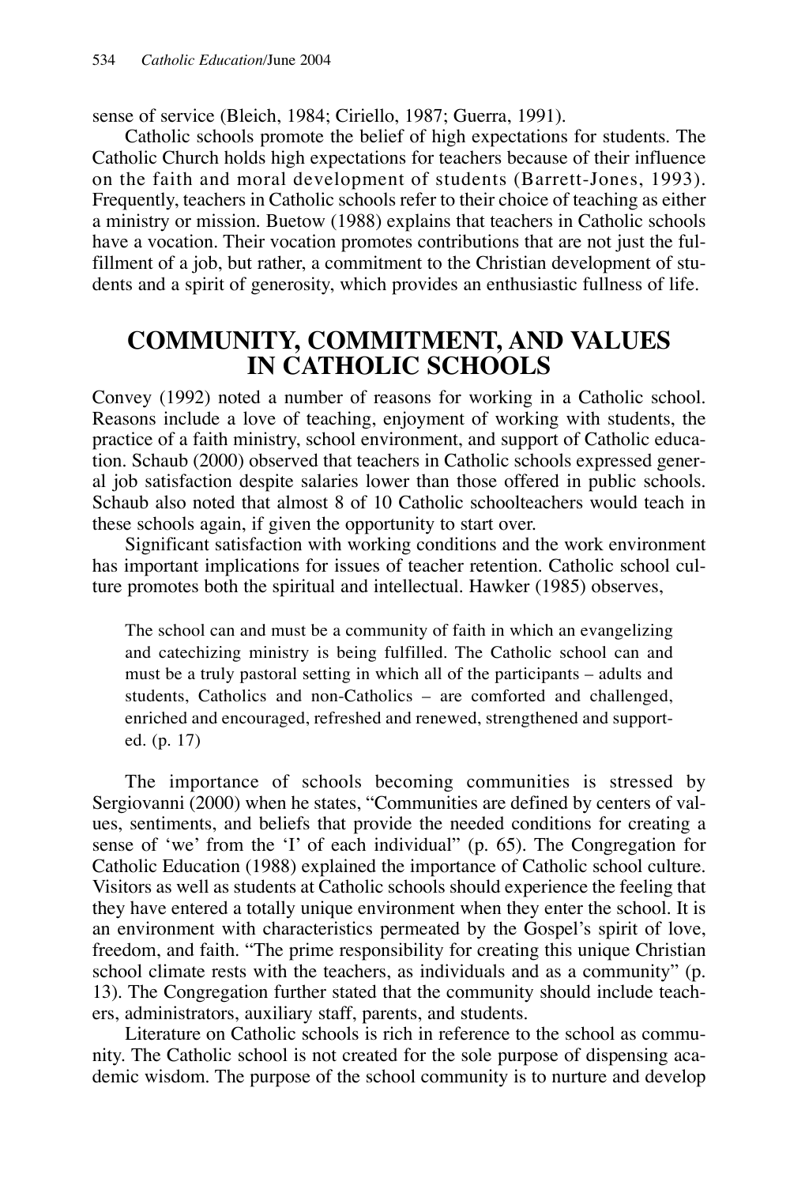sense of service (Bleich, 1984; Ciriello, 1987; Guerra, 1991).

Catholic schools promote the belief of high expectations for students. The Catholic Church holds high expectations for teachers because of their influence on the faith and moral development of students (Barrett-Jones, 1993). Frequently, teachers in Catholic schools refer to their choice of teaching as either a ministry or mission. Buetow (1988) explains that teachers in Catholic schools have a vocation. Their vocation promotes contributions that are not just the fulfillment of a job, but rather, a commitment to the Christian development of students and a spirit of generosity, which provides an enthusiastic fullness of life.

## COMMUNITY, COMMITMENT, AND VALUES IN CATHOLIC SCHOOLS

Convey (1992) noted a number of reasons for working in a Catholic school. Reasons include a love of teaching, enjoyment of working with students, the practice of a faith ministry, school environment, and support of Catholic education. Schaub (2000) observed that teachers in Catholic schools expressed general job satisfaction despite salaries lower than those offered in public schools. Schaub also noted that almost 8 of 10 Catholic schoolteachers would teach in these schools again, if given the opportunity to start over.

Significant satisfaction with working conditions and the work environment has important implications for issues of teacher retention. Catholic school culture promotes both the spiritual and intellectual. Hawker (1985) observes,

> The school can and must be a community of faith in which an evangelizing and catechizing ministry is being fulfilled. The Catholic school can and must be a truly pastoral setting in which all of the participants – adults and students, Catholics and non-Catholics – are comforted and challenged, enriched and encouraged, refreshed and renewed, strengthened and supported. (p. 17)

The importance of schools becoming communities is stressed by Sergiovanni (2000) when he states, "Communities are defined by centers of values, sentiments, and beliefs that provide the needed conditions for creating a sense of 'we' from the 'I' of each individual" (p. 65). The Congregation for Catholic Education (1988) explained the importance of Catholic school culture. Visitors as well as students at Catholic schools should experience the feeling that they have entered a totally unique environment when they enter the school. It is an environment with characteristics permeated by the Gospel's spirit of love, freedom, and faith. "The prime responsibility for creating this unique Christian school climate rests with the teachers, as individuals and as a community" (p. 13). The Congregation further stated that the community should include teachers, administrators, auxiliary staff, parents, and students.

Literature on Catholic schools is rich in reference to the school as community. The Catholic school is not created for the sole purpose of dispensing academic wisdom. The purpose of the school community is to nurture and develop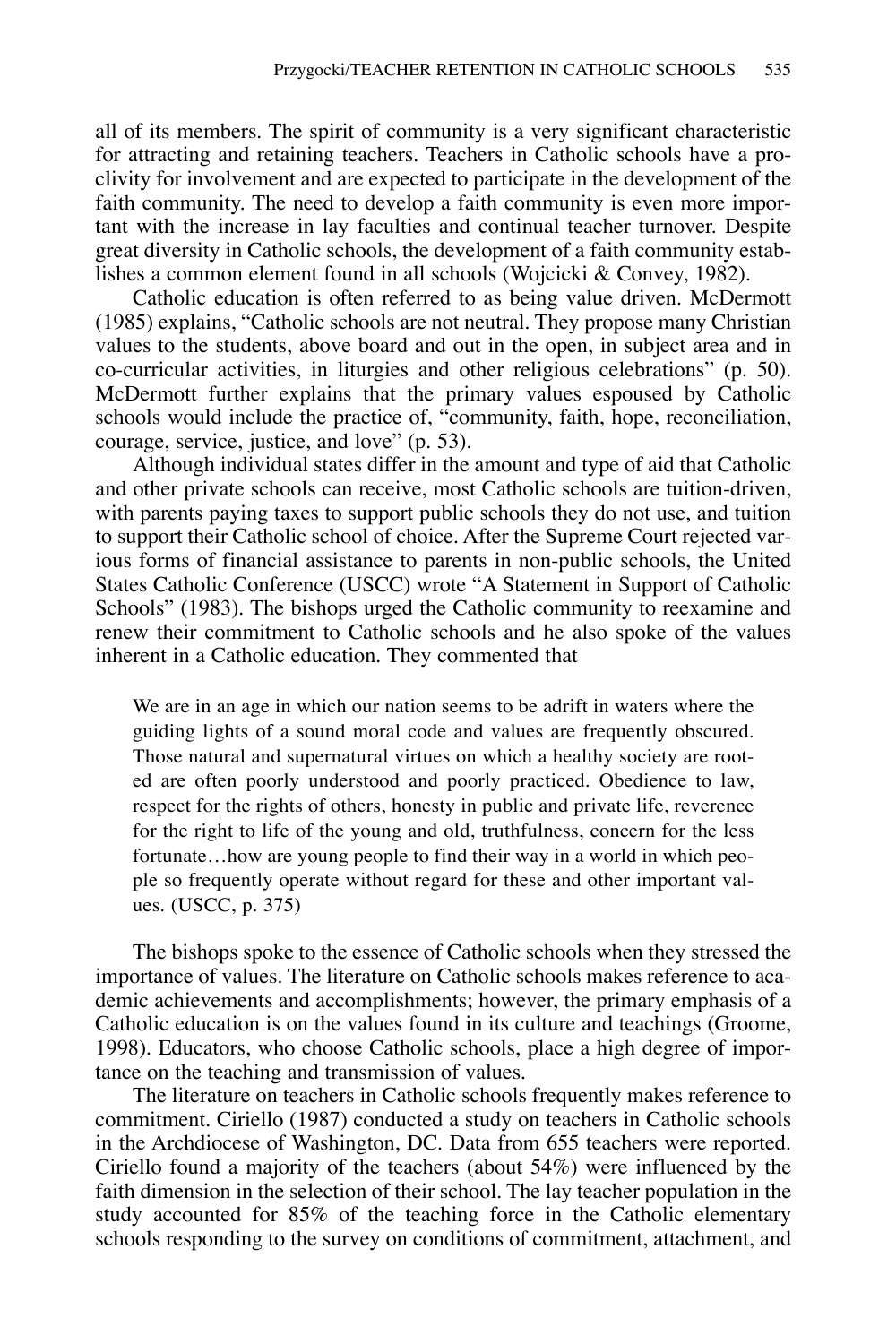all of its members. The spirit of community is a very significant characteristic for attracting and retaining teachers. Teachers in Catholic schools have a proclivity for involvement and are expected to participate in the development of the faith community. The need to develop a faith community is even more important with the increase in lay faculties and continual teacher turnover. Despite great diversity in Catholic schools, the development of a faith community establishes a common element found in all schools (Wojcicki & Convey, 1982).

Catholic education is often referred to as being value driven. McDermott (1985) explains, "Catholic schools are not neutral. They propose many Christian values to the students, above board and out in the open, in subject area and in co-curricular activities, in liturgies and other religious celebrations" (p. 50). McDermott further explains that the primary values espoused by Catholic schools would include the practice of, "community, faith, hope, reconciliation, courage, service, justice, and love" (p. 53).

Although individual states differ in the amount and type of aid that Catholic and other private schools can receive, most Catholic schools are tuition-driven, with parents paying taxes to support public schools they do not use, and tuition to support their Catholic school of choice. After the Supreme Court rejected various forms of financial assistance to parents in non-public schools, the United States Catholic Conference (USCC) wrote "A Statement in Support of Catholic Schools" (1983). The bishops urged the Catholic community to reexamine and renew their commitment to Catholic schools and he also spoke of the values inherent in a Catholic education. They commented that

> We are in an age in which our nation seems to be adrift in waters where the guiding lights of a sound moral code and values are frequently obscured. Those natural and supernatural virtues on which a healthy society are rooted are often poorly understood and poorly practiced. Obedience to law, respect for the rights of others, honesty in public and private life, reverence for the right to life of the young and old, truthfulness, concern for the less fortunate…how are young people to find their way in a world in which people so frequently operate without regard for these and other important values. (USCC, p. 375)

The bishops spoke to the essence of Catholic schools when they stressed the importance of values. The literature on Catholic schools makes reference to academic achievements and accomplishments; however, the primary emphasis of a Catholic education is on the values found in its culture and teachings (Groome, 1998). Educators, who choose Catholic schools, place a high degree of importance on the teaching and transmission of values.

The literature on teachers in Catholic schools frequently makes reference to commitment. Ciriello (1987) conducted a study on teachers in Catholic schools in the Archdiocese of Washington, DC. Data from 655 teachers were reported. Ciriello found a majority of the teachers (about 54%) were influenced by the faith dimension in the selection of their school. The lay teacher population in the study accounted for 85% of the teaching force in the Catholic elementary schools responding to the survey on conditions of commitment, attachment, and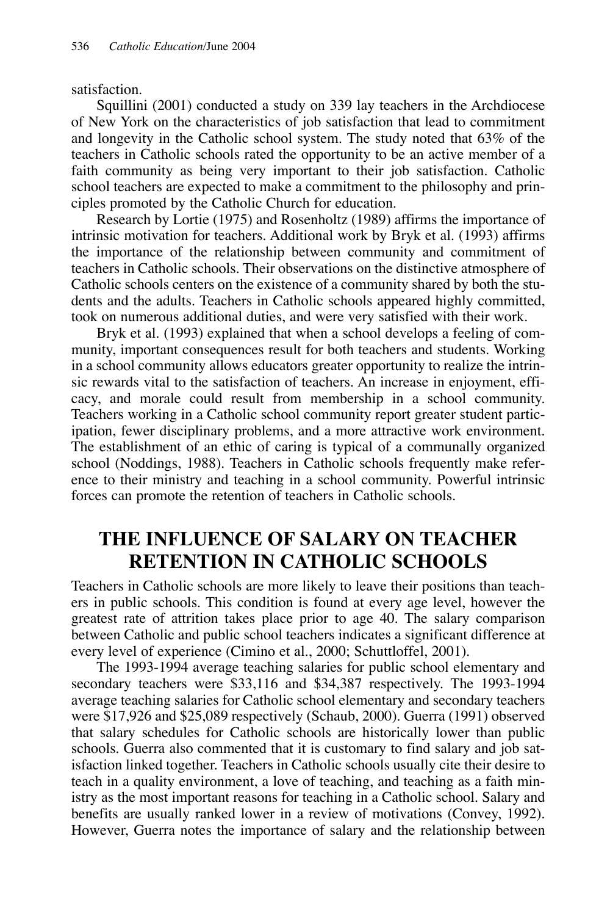satisfaction.

Squillini (2001) conducted a study on 339 lay teachers in the Archdiocese of New York on the characteristics of job satisfaction that lead to commitment and longevity in the Catholic school system. The study noted that 63% of the teachers in Catholic schools rated the opportunity to be an active member of a faith community as being very important to their job satisfaction. Catholic school teachers are expected to make a commitment to the philosophy and principles promoted by the Catholic Church for education.

Research by Lortie (1975) and Rosenholtz (1989) affirms the importance of intrinsic motivation for teachers. Additional work by Bryk et al. (1993) affirms the importance of the relationship between community and commitment of teachers in Catholic schools. Their observations on the distinctive atmosphere of Catholic schools centers on the existence of a community shared by both the students and the adults. Teachers in Catholic schools appeared highly committed, took on numerous additional duties, and were very satisfied with their work.

Bryk et al. (1993) explained that when a school develops a feeling of community, important consequences result for both teachers and students. Working in a school community allows educators greater opportunity to realize the intrinsic rewards vital to the satisfaction of teachers. An increase in enjoyment, efficacy, and morale could result from membership in a school community. Teachers working in a Catholic school community report greater student participation, fewer disciplinary problems, and a more attractive work environment. The establishment of an ethic of caring is typical of a communally organized school (Noddings, 1988). Teachers in Catholic schools frequently make reference to their ministry and teaching in a school community. Powerful intrinsic forces can promote the retention of teachers in Catholic schools.

## THE INFLUENCE OF SALARY ON TEACHER RETENTION IN CATHOLIC SCHOOLS

Teachers in Catholic schools are more likely to leave their positions than teachers in public schools. This condition is found at every age level, however the greatest rate of attrition takes place prior to age 40. The salary comparison between Catholic and public school teachers indicates a significant difference at every level of experience (Cimino et al., 2000; Schuttloffel, 2001).

The 1993-1994 average teaching salaries for public school elementary and secondary teachers were $33,116 and $34,387 respectively. The 1993-1994 average teaching salaries for Catholic school elementary and secondary teachers were $17,926 and $25,089 respectively (Schaub, 2000). Guerra (1991) observed that salary schedules for Catholic schools are historically lower than public schools. Guerra also commented that it is customary to find salary and job satisfaction linked together. Teachers in Catholic schools usually cite their desire to teach in a quality environment, a love of teaching, and teaching as a faith ministry as the most important reasons for teaching in a Catholic school. Salary and benefits are usually ranked lower in a review of motivations (Convey, 1992). However, Guerra notes the importance of salary and the relationship between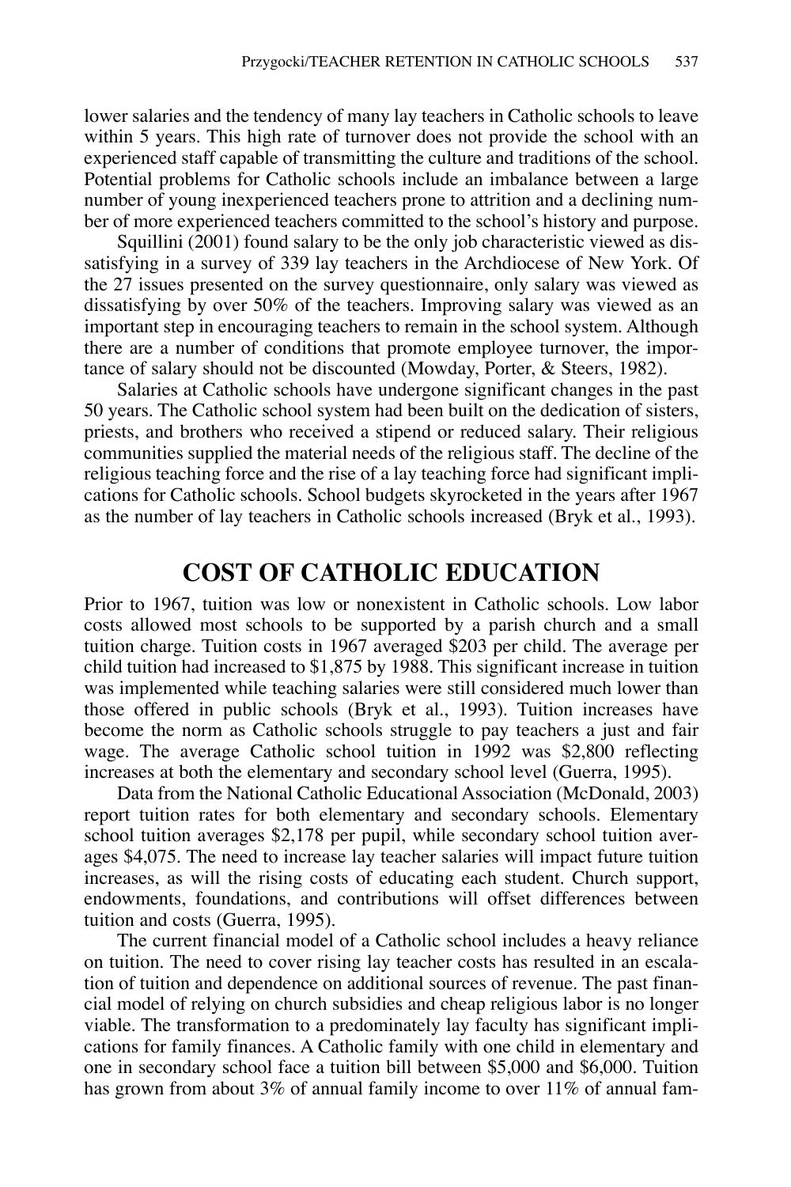lower salaries and the tendency of many lay teachers in Catholic schools to leave within 5 years. This high rate of turnover does not provide the school with an experienced staff capable of transmitting the culture and traditions of the school. Potential problems for Catholic schools include an imbalance between a large number of young inexperienced teachers prone to attrition and a declining number of more experienced teachers committed to the school's history and purpose.

Squillini (2001) found salary to be the only job characteristic viewed as dissatisfying in a survey of 339 lay teachers in the Archdiocese of New York. Of the 27 issues presented on the survey questionnaire, only salary was viewed as dissatisfying by over 50% of the teachers. Improving salary was viewed as an important step in encouraging teachers to remain in the school system. Although there are a number of conditions that promote employee turnover, the importance of salary should not be discounted (Mowday, Porter, & Steers, 1982).

Salaries at Catholic schools have undergone significant changes in the past 50 years. The Catholic school system had been built on the dedication of sisters, priests, and brothers who received a stipend or reduced salary. Their religious communities supplied the material needs of the religious staff. The decline of the religious teaching force and the rise of a lay teaching force had significant implications for Catholic schools. School budgets skyrocketed in the years after 1967 as the number of lay teachers in Catholic schools increased (Bryk et al., 1993).

## COST OF CATHOLIC EDUCATION

Prior to 1967, tuition was low or nonexistent in Catholic schools. Low labor costs allowed most schools to be supported by a parish church and a small tuition charge. Tuition costs in 1967 averaged $203 per child. The average per child tuition had increased to $1,875 by 1988. This significant increase in tuition was implemented while teaching salaries were still considered much lower than those offered in public schools (Bryk et al., 1993). Tuition increases have become the norm as Catholic schools struggle to pay teachers a just and fair wage. The average Catholic school tuition in 1992 was $2,800 reflecting increases at both the elementary and secondary school level (Guerra, 1995).

Data from the National Catholic Educational Association (McDonald, 2003) report tuition rates for both elementary and secondary schools. Elementary school tuition averages $2,178 per pupil, while secondary school tuition averages $4,075. The need to increase lay teacher salaries will impact future tuition increases, as will the rising costs of educating each student. Church support, endowments, foundations, and contributions will offset differences between tuition and costs (Guerra, 1995).

The current financial model of a Catholic school includes a heavy reliance on tuition. The need to cover rising lay teacher costs has resulted in an escalation of tuition and dependence on additional sources of revenue. The past financial model of relying on church subsidies and cheap religious labor is no longer viable. The transformation to a predominately lay faculty has significant implications for family finances. A Catholic family with one child in elementary and one in secondary school face a tuition bill between $5,000 and $6,000. Tuition has grown from about 3% of annual family income to over 11% of annual fam-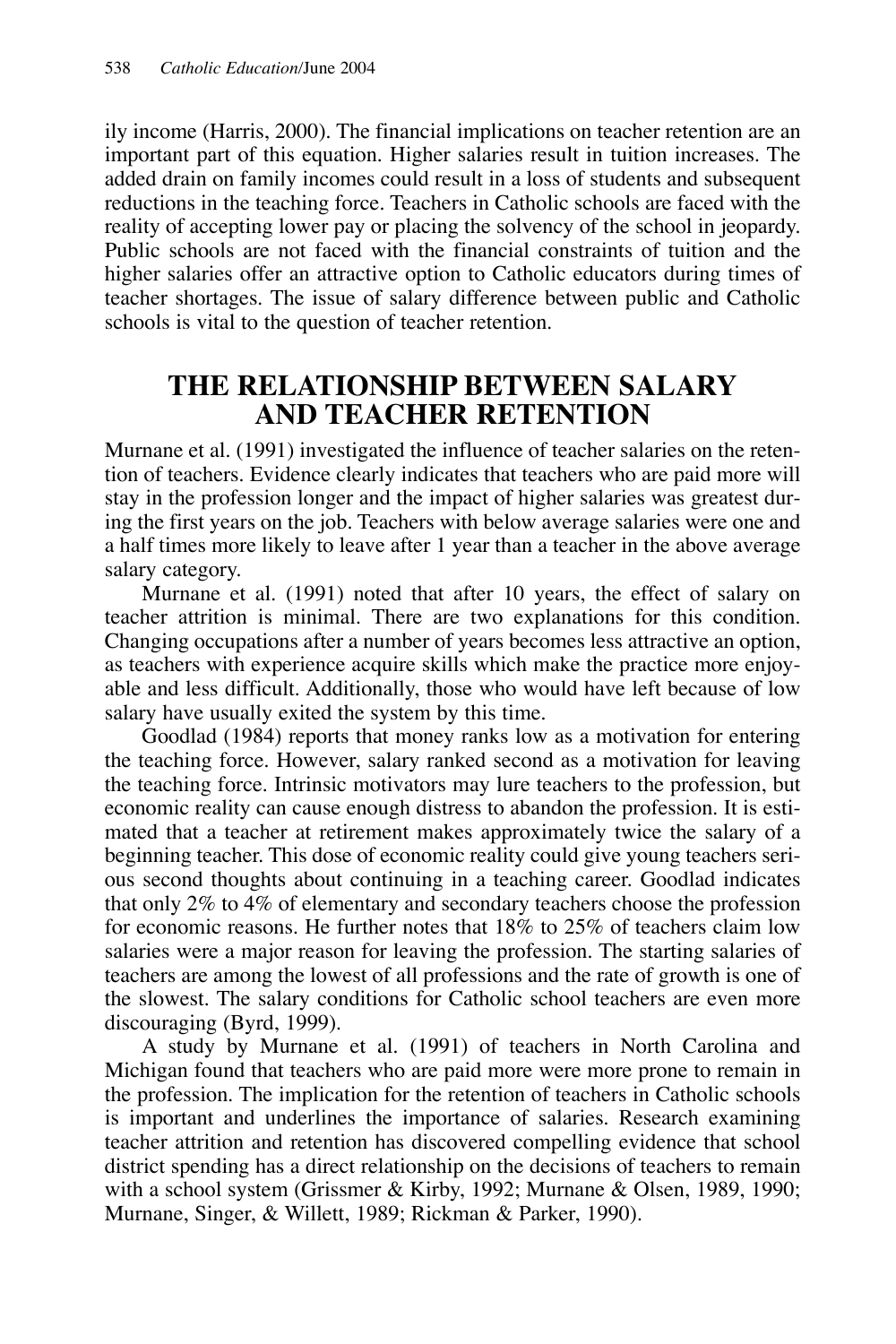ily income (Harris, 2000). The financial implications on teacher retention are an important part of this equation. Higher salaries result in tuition increases. The added drain on family incomes could result in a loss of students and subsequent reductions in the teaching force. Teachers in Catholic schools are faced with the reality of accepting lower pay or placing the solvency of the school in jeopardy. Public schools are not faced with the financial constraints of tuition and the higher salaries offer an attractive option to Catholic educators during times of teacher shortages. The issue of salary difference between public and Catholic schools is vital to the question of teacher retention.

## THE RELATIONSHIP BETWEEN SALARY AND TEACHER RETENTION

Murnane et al. (1991) investigated the influence of teacher salaries on the retention of teachers. Evidence clearly indicates that teachers who are paid more will stay in the profession longer and the impact of higher salaries was greatest during the first years on the job. Teachers with below average salaries were one and a half times more likely to leave after 1 year than a teacher in the above average salary category.

Murnane et al. (1991) noted that after 10 years, the effect of salary on teacher attrition is minimal. There are two explanations for this condition. Changing occupations after a number of years becomes less attractive an option, as teachers with experience acquire skills which make the practice more enjoyable and less difficult. Additionally, those who would have left because of low salary have usually exited the system by this time.

Goodlad (1984) reports that money ranks low as a motivation for entering the teaching force. However, salary ranked second as a motivation for leaving the teaching force. Intrinsic motivators may lure teachers to the profession, but economic reality can cause enough distress to abandon the profession. It is estimated that a teacher at retirement makes approximately twice the salary of a beginning teacher. This dose of economic reality could give young teachers serious second thoughts about continuing in a teaching career. Goodlad indicates that only 2% to 4% of elementary and secondary teachers choose the profession for economic reasons. He further notes that 18% to 25% of teachers claim low salaries were a major reason for leaving the profession. The starting salaries of teachers are among the lowest of all professions and the rate of growth is one of the slowest. The salary conditions for Catholic school teachers are even more discouraging (Byrd, 1999).

A study by Murnane et al. (1991) of teachers in North Carolina and Michigan found that teachers who are paid more were more prone to remain in the profession. The implication for the retention of teachers in Catholic schools is important and underlines the importance of salaries. Research examining teacher attrition and retention has discovered compelling evidence that school district spending has a direct relationship on the decisions of teachers to remain with a school system (Grissmer & Kirby, 1992; Murnane & Olsen, 1989, 1990; Murnane, Singer, & Willett, 1989; Rickman & Parker, 1990).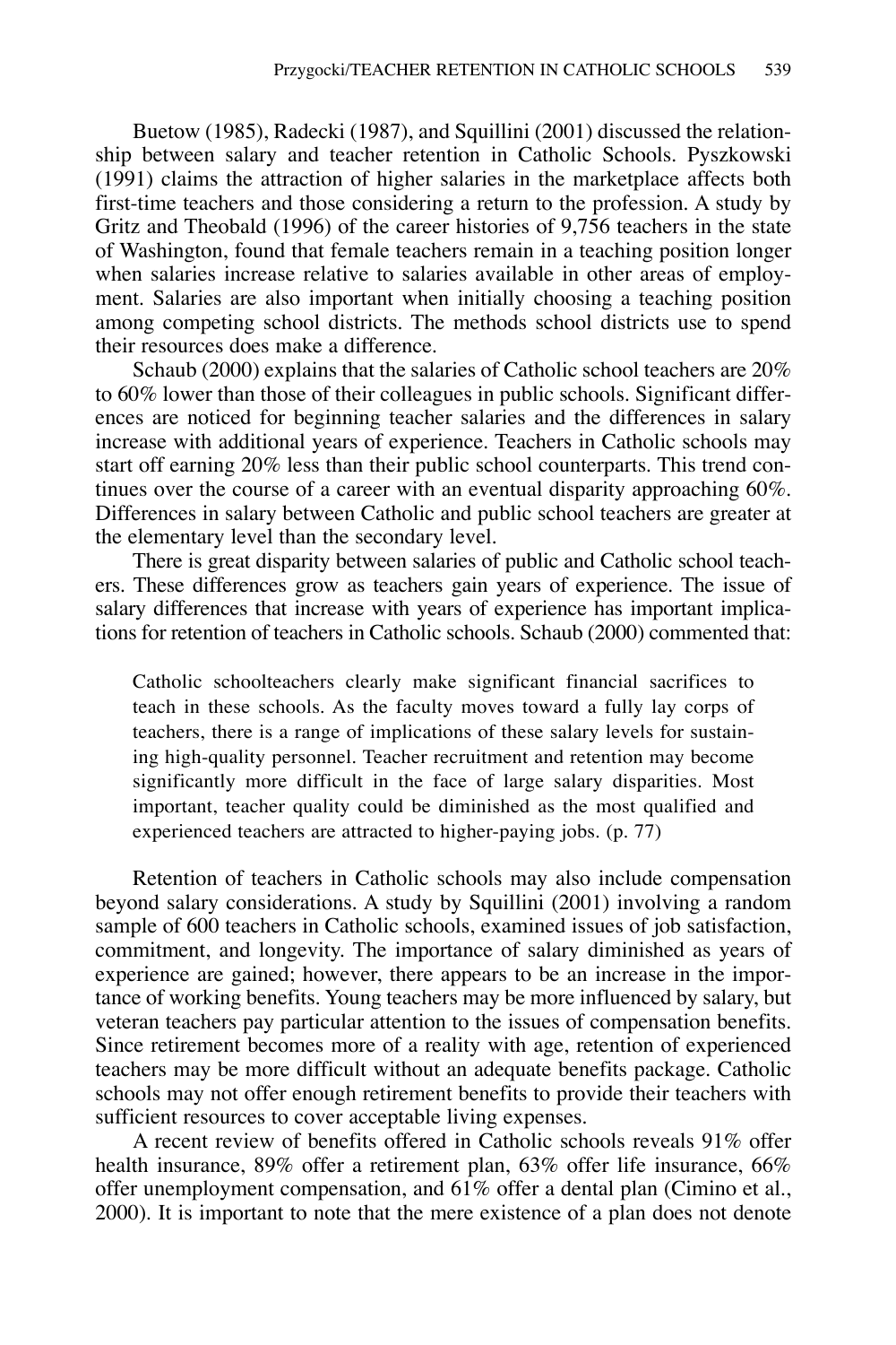Buetow (1985), Radecki (1987), and Squillini (2001) discussed the relationship between salary and teacher retention in Catholic Schools. Pyszkowski (1991) claims the attraction of higher salaries in the marketplace affects both first-time teachers and those considering a return to the profession. A study by Gritz and Theobald (1996) of the career histories of 9,756 teachers in the state of Washington, found that female teachers remain in a teaching position longer when salaries increase relative to salaries available in other areas of employment. Salaries are also important when initially choosing a teaching position among competing school districts. The methods school districts use to spend their resources does make a difference.

Schaub (2000) explains that the salaries of Catholic school teachers are 20% to 60% lower than those of their colleagues in public schools. Significant differences are noticed for beginning teacher salaries and the differences in salary increase with additional years of experience. Teachers in Catholic schools may start off earning 20% less than their public school counterparts. This trend continues over the course of a career with an eventual disparity approaching 60%. Differences in salary between Catholic and public school teachers are greater at the elementary level than the secondary level.

There is great disparity between salaries of public and Catholic school teachers. These differences grow as teachers gain years of experience. The issue of salary differences that increase with years of experience has important implications for retention of teachers in Catholic schools. Schaub (2000) commented that:

> Catholic schoolteachers clearly make significant financial sacrifices to teach in these schools. As the faculty moves toward a fully lay corps of teachers, there is a range of implications of these salary levels for sustaining high-quality personnel. Teacher recruitment and retention may become significantly more difficult in the face of large salary disparities. Most important, teacher quality could be diminished as the most qualified and experienced teachers are attracted to higher-paying jobs. (p. 77)

Retention of teachers in Catholic schools may also include compensation beyond salary considerations. A study by Squillini (2001) involving a random sample of 600 teachers in Catholic schools, examined issues of job satisfaction, commitment, and longevity. The importance of salary diminished as years of experience are gained; however, there appears to be an increase in the importance of working benefits. Young teachers may be more influenced by salary, but veteran teachers pay particular attention to the issues of compensation benefits. Since retirement becomes more of a reality with age, retention of experienced teachers may be more difficult without an adequate benefits package. Catholic schools may not offer enough retirement benefits to provide their teachers with sufficient resources to cover acceptable living expenses.

A recent review of benefits offered in Catholic schools reveals 91% offer health insurance, 89% offer a retirement plan, 63% offer life insurance, 66% offer unemployment compensation, and 61% offer a dental plan (Cimino et al., 2000). It is important to note that the mere existence of a plan does not denote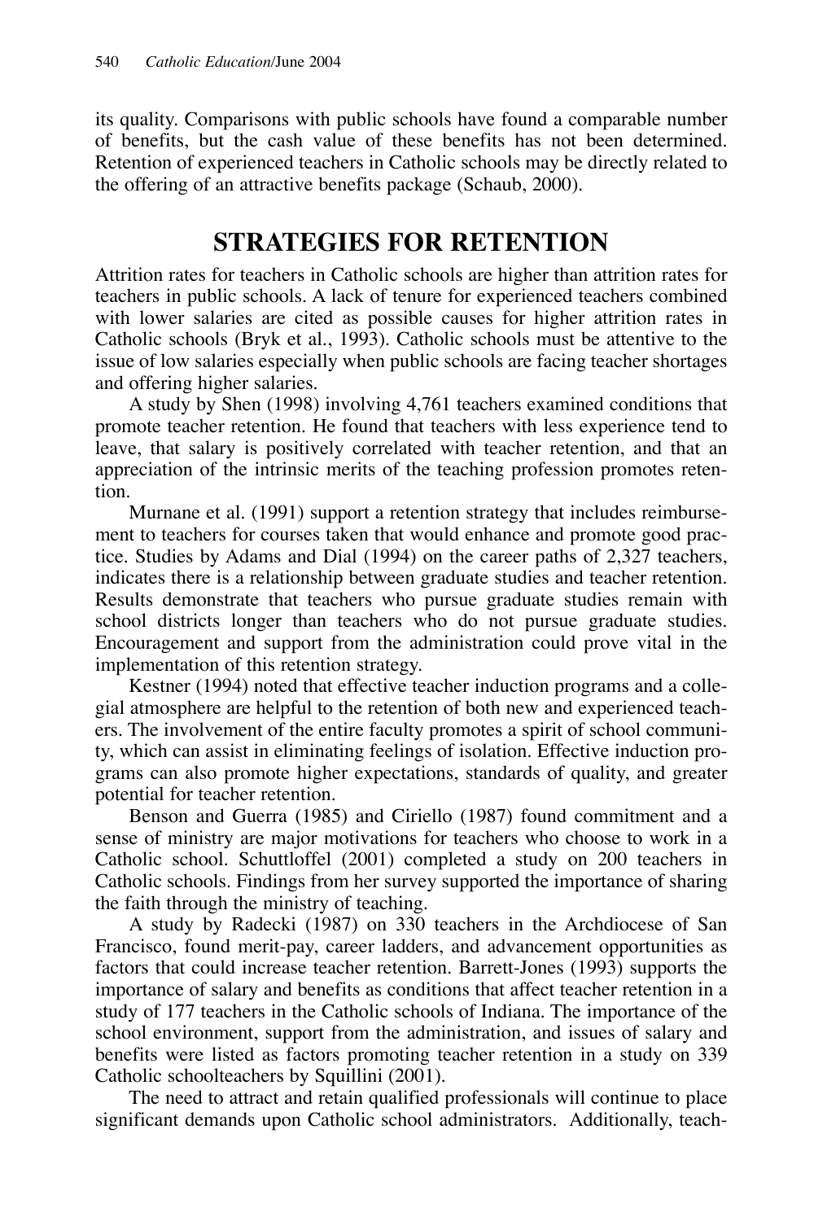its quality. Comparisons with public schools have found a comparable number of benefits, but the cash value of these benefits has not been determined. Retention of experienced teachers in Catholic schools may be directly related to the offering of an attractive benefits package (Schaub, 2000).

## STRATEGIES FOR RETENTION

Attrition rates for teachers in Catholic schools are higher than attrition rates for teachers in public schools. A lack of tenure for experienced teachers combined with lower salaries are cited as possible causes for higher attrition rates in Catholic schools (Bryk et al., 1993). Catholic schools must be attentive to the issue of low salaries especially when public schools are facing teacher shortages and offering higher salaries.

A study by Shen (1998) involving 4,761 teachers examined conditions that promote teacher retention. He found that teachers with less experience tend to leave, that salary is positively correlated with teacher retention, and that an appreciation of the intrinsic merits of the teaching profession promotes retention.

Murnane et al. (1991) support a retention strategy that includes reimbursement to teachers for courses taken that would enhance and promote good practice. Studies by Adams and Dial (1994) on the career paths of 2,327 teachers, indicates there is a relationship between graduate studies and teacher retention. Results demonstrate that teachers who pursue graduate studies remain with school districts longer than teachers who do not pursue graduate studies. Encouragement and support from the administration could prove vital in the implementation of this retention strategy.

Kestner (1994) noted that effective teacher induction programs and a collegial atmosphere are helpful to the retention of both new and experienced teachers. The involvement of the entire faculty promotes a spirit of school community, which can assist in eliminating feelings of isolation. Effective induction programs can also promote higher expectations, standards of quality, and greater potential for teacher retention.

Benson and Guerra (1985) and Ciriello (1987) found commitment and a sense of ministry are major motivations for teachers who choose to work in a Catholic school. Schuttloffel (2001) completed a study on 200 teachers in Catholic schools. Findings from her survey supported the importance of sharing the faith through the ministry of teaching.

A study by Radecki (1987) on 330 teachers in the Archdiocese of San Francisco, found merit-pay, career ladders, and advancement opportunities as factors that could increase teacher retention. Barrett-Jones (1993) supports the importance of salary and benefits as conditions that affect teacher retention in a study of 177 teachers in the Catholic schools of Indiana. The importance of the school environment, support from the administration, and issues of salary and benefits were listed as factors promoting teacher retention in a study on 339 Catholic schoolteachers by Squillini (2001).

The need to attract and retain qualified professionals will continue to place significant demands upon Catholic school administrators. Additionally, teach-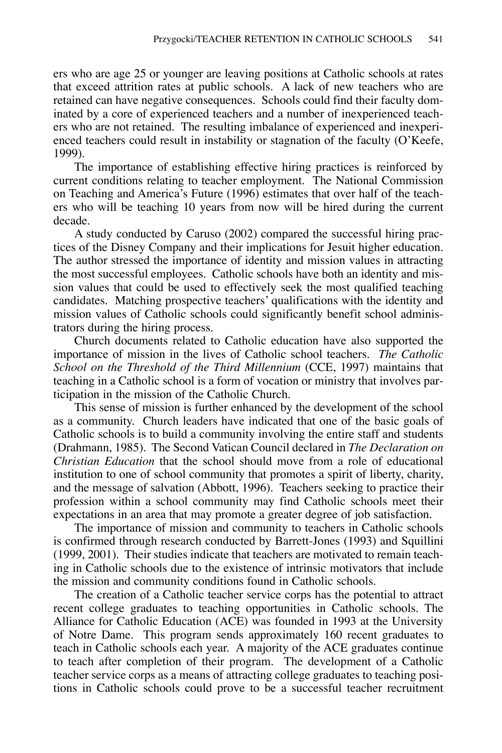ers who are age 25 or younger are leaving positions at Catholic schools at rates that exceed attrition rates at public schools. A lack of new teachers who are retained can have negative consequences. Schools could find their faculty dominated by a core of experienced teachers and a number of inexperienced teachers who are not retained. The resulting imbalance of experienced and inexperienced teachers could result in instability or stagnation of the faculty (O'Keefe, 1999).

The importance of establishing effective hiring practices is reinforced by current conditions relating to teacher employment. The National Commission on Teaching and America's Future (1996) estimates that over half of the teachers who will be teaching 10 years from now will be hired during the current decade.

A study conducted by Caruso (2002) compared the successful hiring practices of the Disney Company and their implications for Jesuit higher education. The author stressed the importance of identity and mission values in attracting the most successful employees. Catholic schools have both an identity and mission values that could be used to effectively seek the most qualified teaching candidates. Matching prospective teachers' qualifications with the identity and mission values of Catholic schools could significantly benefit school administrators during the hiring process.

Church documents related to Catholic education have also supported the importance of mission in the lives of Catholic school teachers. *The Catholic School on the Threshold of the Third Millennium* (CCE, 1997) maintains that teaching in a Catholic school is a form of vocation or ministry that involves participation in the mission of the Catholic Church.

This sense of mission is further enhanced by the development of the school as a community. Church leaders have indicated that one of the basic goals of Catholic schools is to build a community involving the entire staff and students (Drahmann, 1985). The Second Vatican Council declared in *The Declaration on Christian Education* that the school should move from a role of educational institution to one of school community that promotes a spirit of liberty, charity, and the message of salvation (Abbott, 1996). Teachers seeking to practice their profession within a school community may find Catholic schools meet their expectations in an area that may promote a greater degree of job satisfaction.

The importance of mission and community to teachers in Catholic schools is confirmed through research conducted by Barrett-Jones (1993) and Squillini (1999, 2001). Their studies indicate that teachers are motivated to remain teaching in Catholic schools due to the existence of intrinsic motivators that include the mission and community conditions found in Catholic schools.

The creation of a Catholic teacher service corps has the potential to attract recent college graduates to teaching opportunities in Catholic schools. The Alliance for Catholic Education (ACE) was founded in 1993 at the University of Notre Dame. This program sends approximately 160 recent graduates to teach in Catholic schools each year. A majority of the ACE graduates continue to teach after completion of their program. The development of a Catholic teacher service corps as a means of attracting college graduates to teaching positions in Catholic schools could prove to be a successful teacher recruitment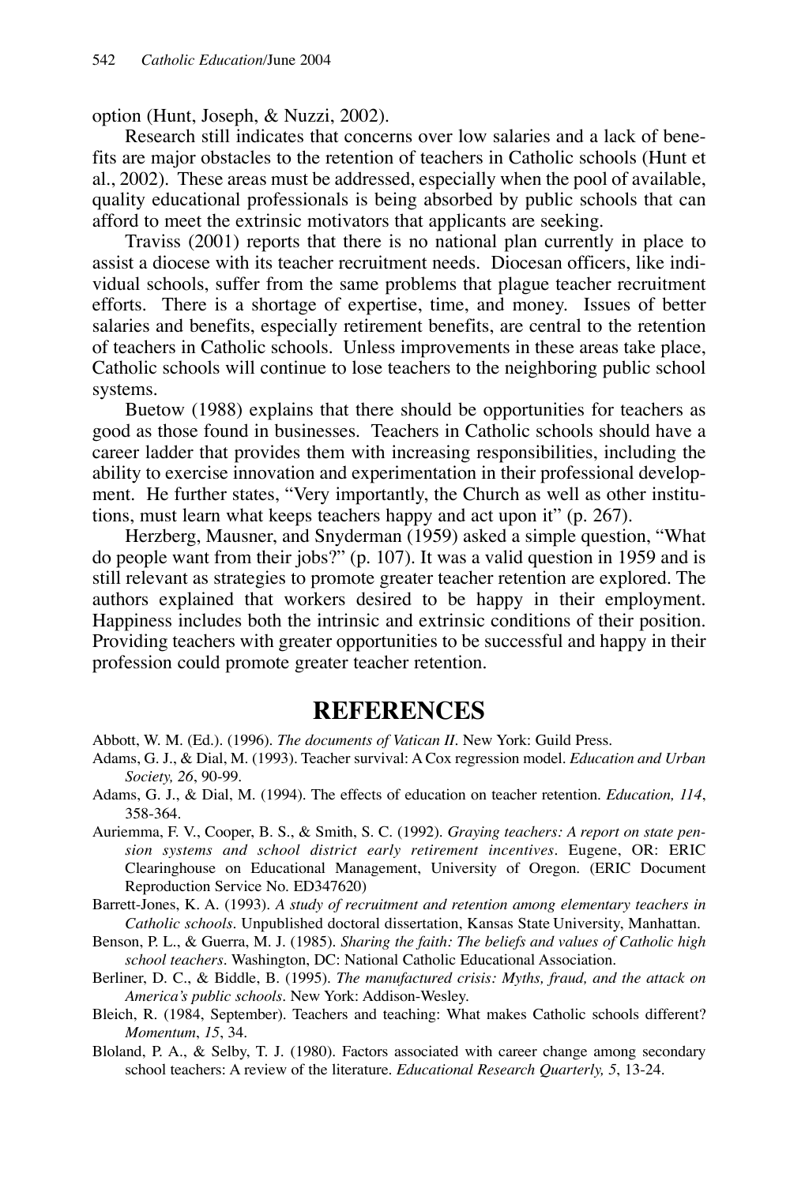option (Hunt, Joseph, & Nuzzi, 2002).

Research still indicates that concerns over low salaries and a lack of benefits are major obstacles to the retention of teachers in Catholic schools (Hunt et al., 2002). These areas must be addressed, especially when the pool of available, quality educational professionals is being absorbed by public schools that can afford to meet the extrinsic motivators that applicants are seeking.

Traviss (2001) reports that there is no national plan currently in place to assist a diocese with its teacher recruitment needs. Diocesan officers, like individual schools, suffer from the same problems that plague teacher recruitment efforts. There is a shortage of expertise, time, and money. Issues of better salaries and benefits, especially retirement benefits, are central to the retention of teachers in Catholic schools. Unless improvements in these areas take place, Catholic schools will continue to lose teachers to the neighboring public school systems.

Buetow (1988) explains that there should be opportunities for teachers as good as those found in businesses. Teachers in Catholic schools should have a career ladder that provides them with increasing responsibilities, including the ability to exercise innovation and experimentation in their professional development. He further states, "Very importantly, the Church as well as other institutions, must learn what keeps teachers happy and act upon it" (p. 267).

Herzberg, Mausner, and Snyderman (1959) asked a simple question, "What do people want from their jobs?" (p. 107). It was a valid question in 1959 and is still relevant as strategies to promote greater teacher retention are explored. The authors explained that workers desired to be happy in their employment. Happiness includes both the intrinsic and extrinsic conditions of their position. Providing teachers with greater opportunities to be successful and happy in their profession could promote greater teacher retention.

## REFERENCES

Abbott, W. M. (Ed.). (1996). *The documents of Vatican II*. New York: Guild Press.

Adams, G. J., & Dial, M. (1993). Teacher survival: A Cox regression model. *Education and Urban Society, 26*, 90-99.

Adams, G. J., & Dial, M. (1994). The effects of education on teacher retention. *Education, 114*, 358-364.

Auriemma, F. V., Cooper, B. S., & Smith, S. C. (1992). *Graying teachers: A report on state pension systems and school district early retirement incentives*. Eugene, OR: ERIC Clearinghouse on Educational Management, University of Oregon. (ERIC Document Reproduction Service No. ED347620)

Barrett-Jones, K. A. (1993). *A study of recruitment and retention among elementary teachers in Catholic schools*. Unpublished doctoral dissertation, Kansas State University, Manhattan.

Benson, P. L., & Guerra, M. J. (1985). *Sharing the faith: The beliefs and values of Catholic high school teachers*. Washington, DC: National Catholic Educational Association.

Berliner, D. C., & Biddle, B. (1995). *The manufactured crisis: Myths, fraud, and the attack on America's public schools*. New York: Addison-Wesley.

Bleich, R. (1984, September). Teachers and teaching: What makes Catholic schools different? *Momentum*, *15*, 34.

Bloland, P. A., & Selby, T. J. (1980). Factors associated with career change among secondary school teachers: A review of the literature. *Educational Research Quarterly, 5*, 13-24.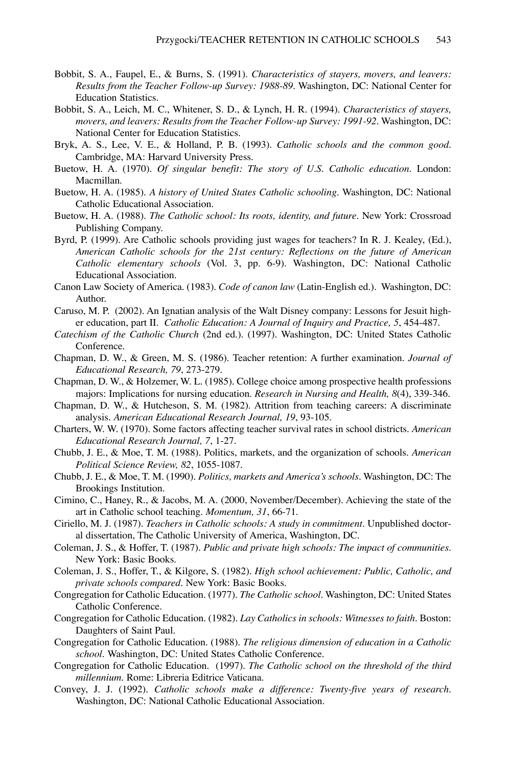Bobbit, S. A., Faupel, E., & Burns, S. (1991). *Characteristics of stayers, movers, and leavers: Results from the Teacher Follow-up Survey: 1988-89*. Washington, DC: National Center for Education Statistics.

Bobbit, S. A., Leich, M. C., Whitener, S. D., & Lynch, H. R. (1994). *Characteristics of stayers, movers, and leavers: Results from the Teacher Follow-up Survey: 1991-92*. Washington, DC: National Center for Education Statistics.

Bryk, A. S., Lee, V. E., & Holland, P. B. (1993). *Catholic schools and the common good*. Cambridge, MA: Harvard University Press.

Buetow, H. A. (1970). *Of singular benefit: The story of U.S. Catholic education*. London: Macmillan.

Buetow, H. A. (1985). *A history of United States Catholic schooling*. Washington, DC: National Catholic Educational Association.

Buetow, H. A. (1988). *The Catholic school: Its roots, identity, and future*. New York: Crossroad Publishing Company.

Byrd, P. (1999). Are Catholic schools providing just wages for teachers? In R. J. Kealey, (Ed.), *American Catholic schools for the 21st century: Reflections on the future of American Catholic elementary schools* (Vol. 3, pp. 6-9). Washington, DC: National Catholic Educational Association.

Canon Law Society of America. (1983). *Code of canon law* (Latin-English ed.). Washington, DC: Author.

Caruso, M. P. (2002). An Ignatian analysis of the Walt Disney company: Lessons for Jesuit higher education, part II. *Catholic Education: A Journal of Inquiry and Practice, 5*, 454-487.

*Catechism of the Catholic Church* (2nd ed.). (1997). Washington, DC: United States Catholic Conference.

Chapman, D. W., & Green, M. S. (1986). Teacher retention: A further examination. *Journal of Educational Research, 79*, 273-279.

Chapman, D. W., & Holzemer, W. L. (1985). College choice among prospective health professions majors: Implications for nursing education. *Research in Nursing and Health, 8*(4), 339-346.

Chapman, D. W., & Hutcheson, S. M. (1982). Attrition from teaching careers: A discriminate analysis. *American Educational Research Journal, 19*, 93-105.

Charters, W. W. (1970). Some factors affecting teacher survival rates in school districts. *American Educational Research Journal, 7*, 1-27.

Chubb, J. E., & Moe, T. M. (1988). Politics, markets, and the organization of schools. *American Political Science Review, 82*, 1055-1087.

Chubb, J. E., & Moe, T. M. (1990). *Politics, markets and America's schools*. Washington, DC: The Brookings Institution.

Cimino, C., Haney, R., & Jacobs, M. A. (2000, November/December). Achieving the state of the art in Catholic school teaching. *Momentum, 31*, 66-71.

Ciriello, M. J. (1987). *Teachers in Catholic schools: A study in commitment*. Unpublished doctoral dissertation, The Catholic University of America, Washington, DC.

Coleman, J. S., & Hoffer, T. (1987). *Public and private high schools: The impact of communities*. New York: Basic Books.

Coleman, J. S., Hoffer, T., & Kilgore, S. (1982). *High school achievement: Public, Catholic, and private schools compared*. New York: Basic Books.

Congregation for Catholic Education. (1977). *The Catholic school*. Washington, DC: United States Catholic Conference.

Congregation for Catholic Education. (1982). *Lay Catholics in schools: Witnesses to faith*. Boston: Daughters of Saint Paul.

Congregation for Catholic Education. (1988). *The religious dimension of education in a Catholic school*. Washington, DC: United States Catholic Conference.

Congregation for Catholic Education. (1997). *The Catholic school on the threshold of the third millennium*. Rome: Libreria Editrice Vaticana.

Convey, J. J. (1992). *Catholic schools make a difference: Twenty-five years of research*. Washington, DC: National Catholic Educational Association.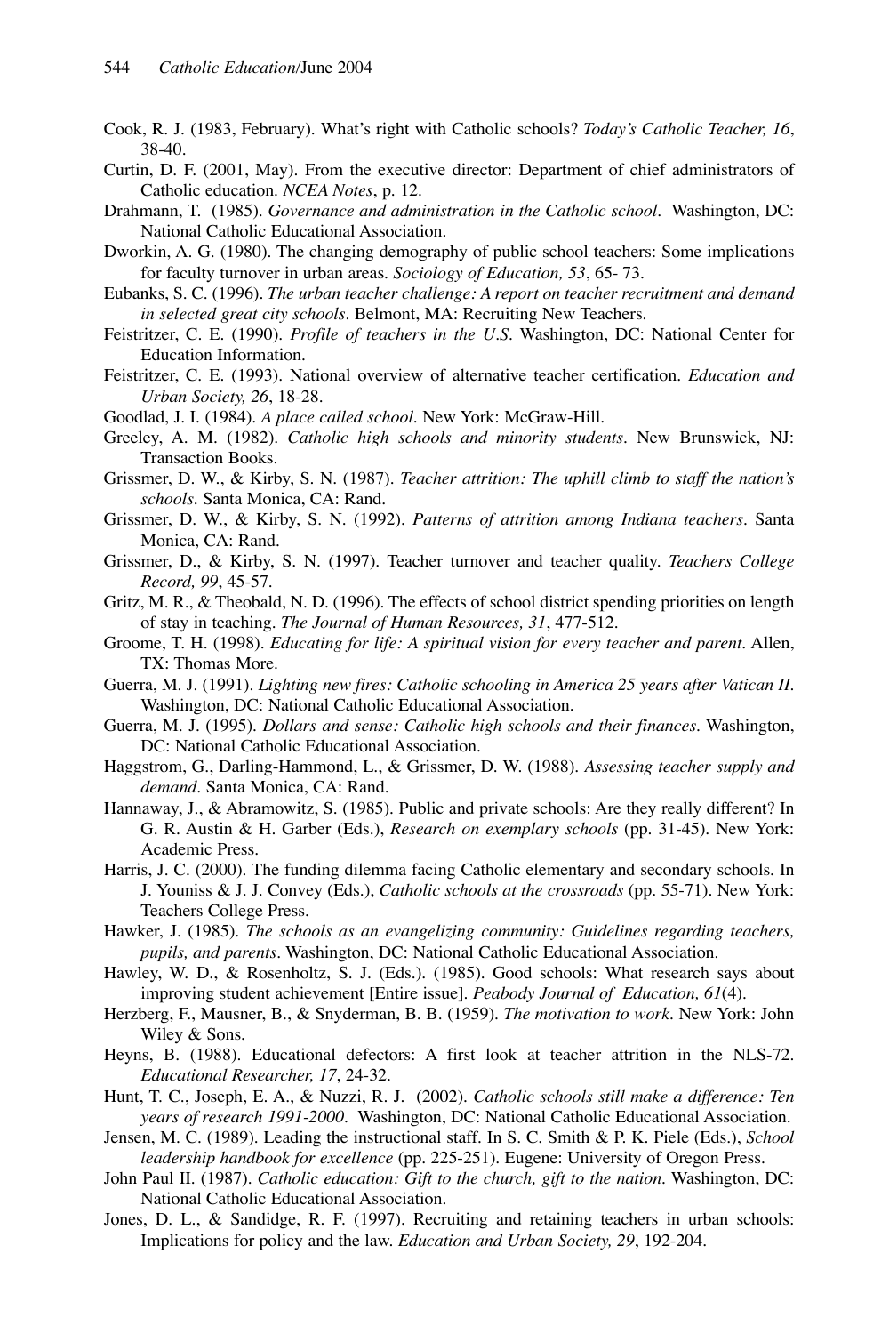Cook, R. J. (1983, February). What's right with Catholic schools? *Today's Catholic Teacher, 16*, 38-40.

Curtin, D. F. (2001, May). From the executive director: Department of chief administrators of Catholic education. *NCEA Notes*, p. 12.

Drahmann, T. (1985). *Governance and administration in the Catholic school*. Washington, DC: National Catholic Educational Association.

Dworkin, A. G. (1980). The changing demography of public school teachers: Some implications for faculty turnover in urban areas. *Sociology of Education, 53*, 65- 73.

Eubanks, S. C. (1996). *The urban teacher challenge: A report on teacher recruitment and demand in selected great city schools*. Belmont, MA: Recruiting New Teachers.

Feistritzer, C. E. (1990). *Profile of teachers in the U.S*. Washington, DC: National Center for Education Information.

Feistritzer, C. E. (1993). National overview of alternative teacher certification. *Education and Urban Society, 26*, 18-28.

Goodlad, J. I. (1984). *A place called school*. New York: McGraw-Hill.

Greeley, A. M. (1982). *Catholic high schools and minority students*. New Brunswick, NJ: Transaction Books.

Grissmer, D. W., & Kirby, S. N. (1987). *Teacher attrition: The uphill climb to staff the nation's schools*. Santa Monica, CA: Rand.

Grissmer, D. W., & Kirby, S. N. (1992). *Patterns of attrition among Indiana teachers*. Santa Monica, CA: Rand.

Grissmer, D., & Kirby, S. N. (1997). Teacher turnover and teacher quality. *Teachers College Record, 99*, 45-57.

Gritz, M. R., & Theobald, N. D. (1996). The effects of school district spending priorities on length of stay in teaching. *The Journal of Human Resources, 31*, 477-512.

Groome, T. H. (1998). *Educating for life: A spiritual vision for every teacher and parent*. Allen, TX: Thomas More.

Guerra, M. J. (1991). *Lighting new fires: Catholic schooling in America 25 years after Vatican II*. Washington, DC: National Catholic Educational Association.

Guerra, M. J. (1995). *Dollars and sense: Catholic high schools and their finances*. Washington, DC: National Catholic Educational Association.

Haggstrom, G., Darling-Hammond, L., & Grissmer, D. W. (1988). *Assessing teacher supply and demand*. Santa Monica, CA: Rand.

Hannaway, J., & Abramowitz, S. (1985). Public and private schools: Are they really different? In G. R. Austin & H. Garber (Eds.), *Research on exemplary schools* (pp. 31-45). New York: Academic Press.

Harris, J. C. (2000). The funding dilemma facing Catholic elementary and secondary schools. In J. Youniss & J. J. Convey (Eds.), *Catholic schools at the crossroads* (pp. 55-71). New York: Teachers College Press.

Hawker, J. (1985). *The schools as an evangelizing community: Guidelines regarding teachers, pupils, and parents*. Washington, DC: National Catholic Educational Association.

Hawley, W. D., & Rosenholtz, S. J. (Eds.). (1985). Good schools: What research says about improving student achievement [Entire issue]. *Peabody Journal of Education, 61*(4).

Herzberg, F., Mausner, B., & Snyderman, B. B. (1959). *The motivation to work*. New York: John Wiley & Sons.

Heyns, B. (1988). Educational defectors: A first look at teacher attrition in the NLS-72. *Educational Researcher, 17*, 24-32.

Hunt, T. C., Joseph, E. A., & Nuzzi, R. J. (2002). *Catholic schools still make a difference: Ten years of research 1991-2000*. Washington, DC: National Catholic Educational Association.

Jensen, M. C. (1989). Leading the instructional staff. In S. C. Smith & P. K. Piele (Eds.), *School leadership handbook for excellence* (pp. 225-251). Eugene: University of Oregon Press.

John Paul II. (1987). *Catholic education: Gift to the church, gift to the nation*. Washington, DC: National Catholic Educational Association.

Jones, D. L., & Sandidge, R. F. (1997). Recruiting and retaining teachers in urban schools: Implications for policy and the law. *Education and Urban Society, 29*, 192-204.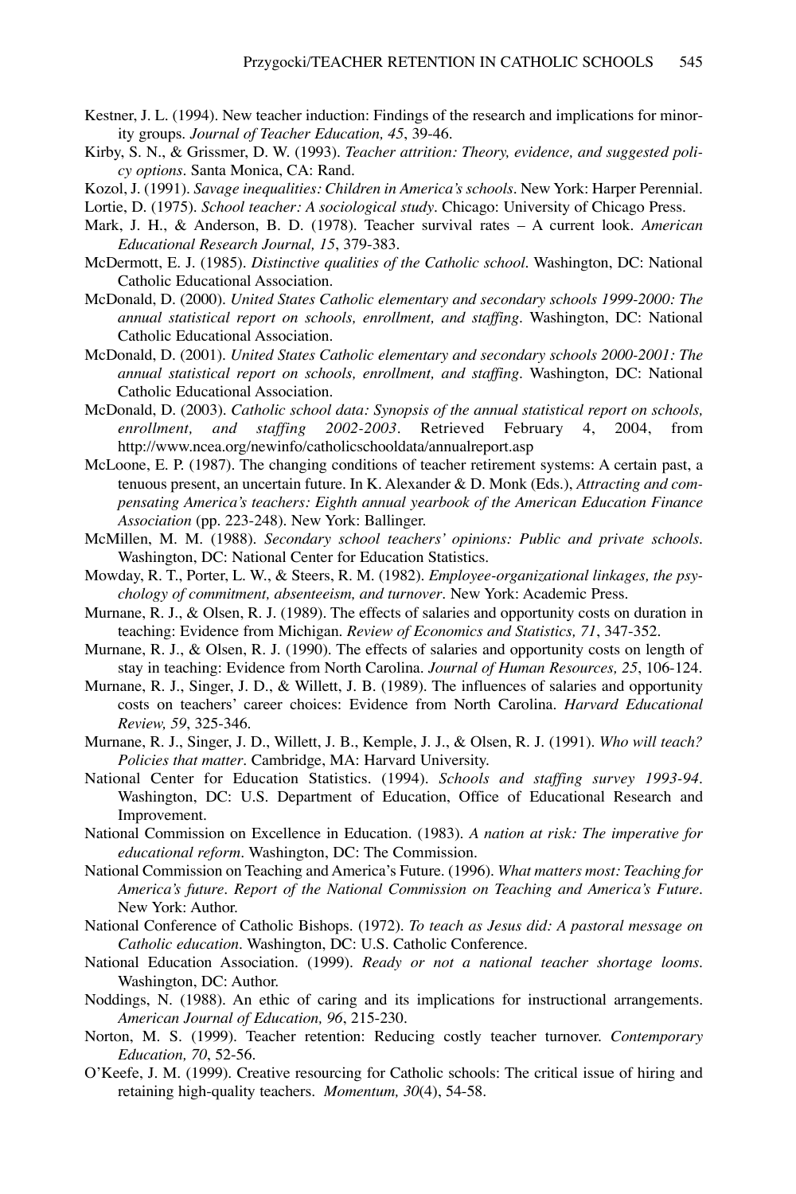Kestner, J. L. (1994). New teacher induction: Findings of the research and implications for minority groups. *Journal of Teacher Education, 45*, 39-46.

Kirby, S. N., & Grissmer, D. W. (1993). *Teacher attrition: Theory, evidence, and suggested policy options*. Santa Monica, CA: Rand.

Kozol, J. (1991). *Savage inequalities: Children in America's schools*. New York: Harper Perennial.

Lortie, D. (1975). *School teacher: A sociological study*. Chicago: University of Chicago Press.

Mark, J. H., & Anderson, B. D. (1978). Teacher survival rates – A current look. *American Educational Research Journal, 15*, 379-383.

McDermott, E. J. (1985). *Distinctive qualities of the Catholic school*. Washington, DC: National Catholic Educational Association.

McDonald, D. (2000). *United States Catholic elementary and secondary schools 1999-2000: The annual statistical report on schools, enrollment, and staffing*. Washington, DC: National Catholic Educational Association.

McDonald, D. (2001). *United States Catholic elementary and secondary schools 2000-2001: The annual statistical report on schools, enrollment, and staffing*. Washington, DC: National Catholic Educational Association.

McDonald, D. (2003). *Catholic school data: Synopsis of the annual statistical report on schools, enrollment, and staffing 2002-2003*. Retrieved February 4, 2004, from http://www.ncea.org/newinfo/catholicschooldata/annualreport.asp

McLoone, E. P. (1987). The changing conditions of teacher retirement systems: A certain past, a tenuous present, an uncertain future. In K. Alexander & D. Monk (Eds.), *Attracting and compensating America's teachers: Eighth annual yearbook of the American Education Finance Association* (pp. 223-248). New York: Ballinger.

McMillen, M. M. (1988). *Secondary school teachers' opinions: Public and private schools*. Washington, DC: National Center for Education Statistics.

Mowday, R. T., Porter, L. W., & Steers, R. M. (1982). *Employee-organizational linkages, the psychology of commitment, absenteeism, and turnover*. New York: Academic Press.

Murnane, R. J., & Olsen, R. J. (1989). The effects of salaries and opportunity costs on duration in teaching: Evidence from Michigan. *Review of Economics and Statistics, 71*, 347-352.

Murnane, R. J., & Olsen, R. J. (1990). The effects of salaries and opportunity costs on length of stay in teaching: Evidence from North Carolina. *Journal of Human Resources, 25*, 106-124.

Murnane, R. J., Singer, J. D., & Willett, J. B. (1989). The influences of salaries and opportunity costs on teachers' career choices: Evidence from North Carolina. *Harvard Educational Review, 59*, 325-346.

Murnane, R. J., Singer, J. D., Willett, J. B., Kemple, J. J., & Olsen, R. J. (1991). *Who will teach? Policies that matter*. Cambridge, MA: Harvard University.

National Center for Education Statistics. (1994). *Schools and staffing survey 1993-94*. Washington, DC: U.S. Department of Education, Office of Educational Research and Improvement.

National Commission on Excellence in Education. (1983). *A nation at risk: The imperative for educational reform*. Washington, DC: The Commission.

National Commission on Teaching and America's Future. (1996). *What matters most: Teaching for America's future. Report of the National Commission on Teaching and America's Future*. New York: Author.

National Conference of Catholic Bishops. (1972). *To teach as Jesus did: A pastoral message on Catholic education*. Washington, DC: U.S. Catholic Conference.

National Education Association. (1999). *Ready or not a national teacher shortage looms*. Washington, DC: Author.

Noddings, N. (1988). An ethic of caring and its implications for instructional arrangements. *American Journal of Education, 96*, 215-230.

Norton, M. S. (1999). Teacher retention: Reducing costly teacher turnover. *Contemporary Education, 70*, 52-56.

O'Keefe, J. M. (1999). Creative resourcing for Catholic schools: The critical issue of hiring and retaining high-quality teachers. *Momentum, 30*(4), 54-58.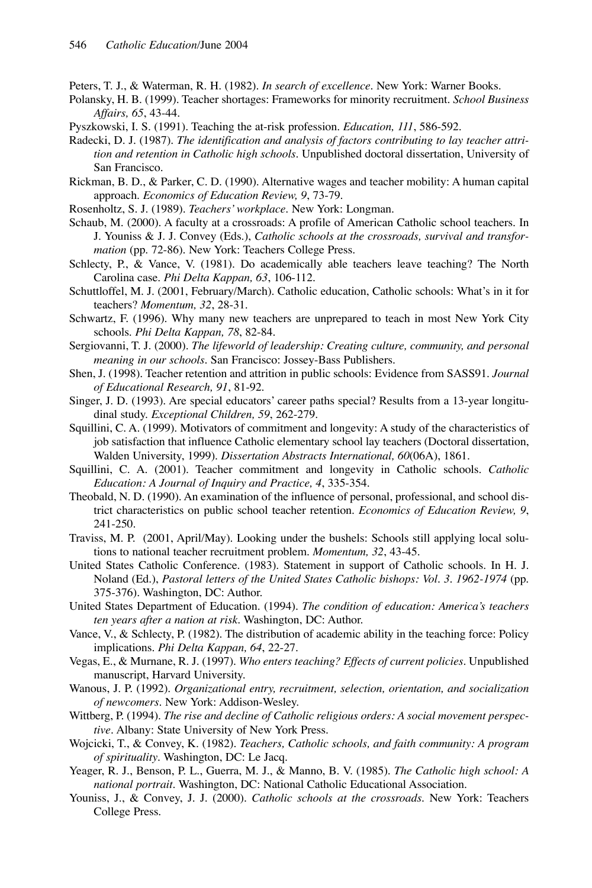Peters, T. J., & Waterman, R. H. (1982). *In search of excellence*. New York: Warner Books.

Polansky, H. B. (1999). Teacher shortages: Frameworks for minority recruitment. *School Business Affairs, 65*, 43-44.

Pyszkowski, I. S. (1991). Teaching the at-risk profession. *Education, 111*, 586-592.

Radecki, D. J. (1987). *The identification and analysis of factors contributing to lay teacher attrition and retention in Catholic high schools*. Unpublished doctoral dissertation, University of San Francisco.

Rickman, B. D., & Parker, C. D. (1990). Alternative wages and teacher mobility: A human capital approach. *Economics of Education Review, 9*, 73-79.

Rosenholtz, S. J. (1989). *Teachers' workplace*. New York: Longman.

Schaub, M. (2000). A faculty at a crossroads: A profile of American Catholic school teachers. In J. Youniss & J. J. Convey (Eds.), *Catholic schools at the crossroads, survival and transformation* (pp. 72-86). New York: Teachers College Press.

Schlecty, P., & Vance, V. (1981). Do academically able teachers leave teaching? The North Carolina case. *Phi Delta Kappan, 63*, 106-112.

Schuttloffel, M. J. (2001, February/March). Catholic education, Catholic schools: What's in it for teachers? *Momentum, 32*, 28-31.

Schwartz, F. (1996). Why many new teachers are unprepared to teach in most New York City schools. *Phi Delta Kappan, 78*, 82-84.

Sergiovanni, T. J. (2000). *The lifeworld of leadership: Creating culture, community, and personal meaning in our schools*. San Francisco: Jossey-Bass Publishers.

Shen, J. (1998). Teacher retention and attrition in public schools: Evidence from SASS91. *Journal of Educational Research, 91*, 81-92.

Singer, J. D. (1993). Are special educators' career paths special? Results from a 13-year longitudinal study. *Exceptional Children, 59*, 262-279.

Squillini, C. A. (1999). Motivators of commitment and longevity: A study of the characteristics of job satisfaction that influence Catholic elementary school lay teachers (Doctoral dissertation, Walden University, 1999). *Dissertation Abstracts International, 60*(06A), 1861.

Squillini, C. A. (2001). Teacher commitment and longevity in Catholic schools. *Catholic Education: A Journal of Inquiry and Practice, 4*, 335-354.

Theobald, N. D. (1990). An examination of the influence of personal, professional, and school district characteristics on public school teacher retention. *Economics of Education Review, 9*, 241-250.

Traviss, M. P. (2001, April/May). Looking under the bushels: Schools still applying local solutions to national teacher recruitment problem. *Momentum, 32*, 43-45.

United States Catholic Conference. (1983). Statement in support of Catholic schools. In H. J. Noland (Ed.), *Pastoral letters of the United States Catholic bishops: Vol. 3. 1962-1974* (pp. 375-376). Washington, DC: Author.

United States Department of Education. (1994). *The condition of education: America's teachers ten years after a nation at risk*. Washington, DC: Author.

Vance, V., & Schlecty, P. (1982). The distribution of academic ability in the teaching force: Policy implications. *Phi Delta Kappan, 64*, 22-27.

Vegas, E., & Murnane, R. J. (1997). *Who enters teaching? Effects of current policies*. Unpublished manuscript, Harvard University.

Wanous, J. P. (1992). *Organizational entry, recruitment, selection, orientation, and socialization of newcomers*. New York: Addison-Wesley.

Wittberg, P. (1994). *The rise and decline of Catholic religious orders: A social movement perspective*. Albany: State University of New York Press.

Wojcicki, T., & Convey, K. (1982). *Teachers, Catholic schools, and faith community: A program of spirituality*. Washington, DC: Le Jacq.

Yeager, R. J., Benson, P. L., Guerra, M. J., & Manno, B. V. (1985). *The Catholic high school: A national portrait*. Washington, DC: National Catholic Educational Association.

Youniss, J., & Convey, J. J. (2000). *Catholic schools at the crossroads*. New York: Teachers College Press.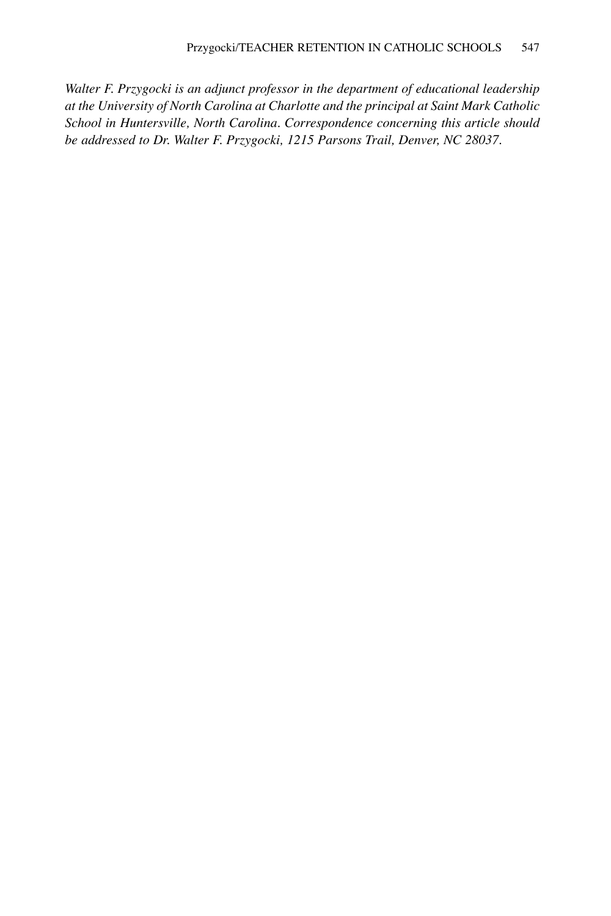*Walter F. Przygocki is an adjunct professor in the department of educational leadership at the University of North Carolina at Charlotte and the principal at Saint Mark Catholic School in Huntersville, North Carolina. Correspondence concerning this article should be addressed to Dr. Walter F. Przygocki, 1215 Parsons Trail, Denver, NC 28037.*